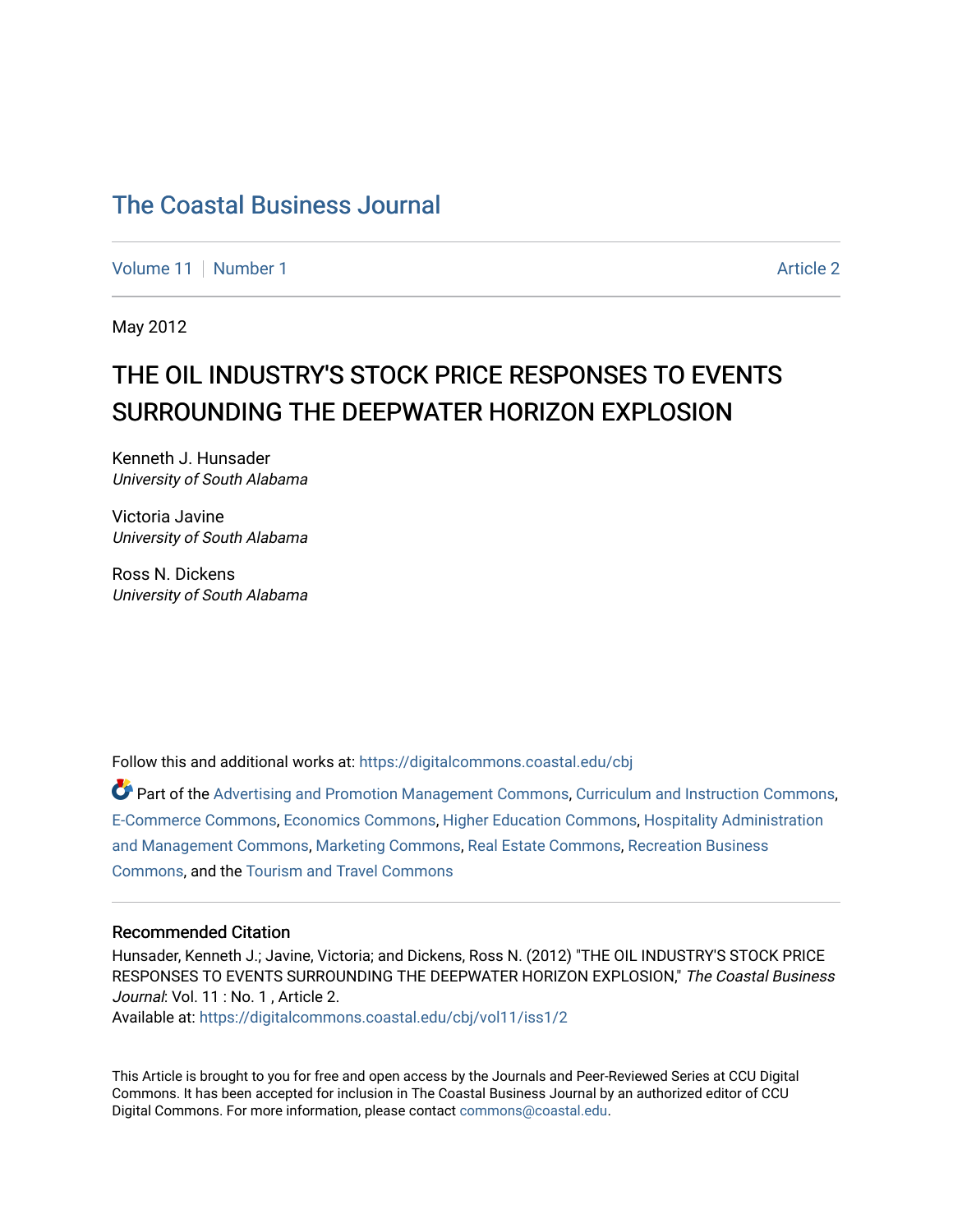# The Coastal Business Journal

Volume 11 | Number 1 Article 2

May 2012

## THE OIL INDUSTRY'S STOCK PRICE RESPONSES TO EVENTS SURROUNDING THE DEEPWATER HORIZON EXPLOSION

Kenneth J. Hunsader
*University of South Alabama*

Victoria Javine
*University of South Alabama*

Ross N. Dickens
*University of South Alabama*

Follow this and additional works at: https://digitalcommons.coastal.edu/cbj

Part of the Advertising and Promotion Management Commons, Curriculum and Instruction Commons, E-Commerce Commons, Economics Commons, Higher Education Commons, Hospitality Administration and Management Commons, Marketing Commons, Real Estate Commons, Recreation Business Commons, and the Tourism and Travel Commons

### Recommended Citation

Hunsader, Kenneth J.; Javine, Victoria; and Dickens, Ross N. (2012) "THE OIL INDUSTRY'S STOCK PRICE RESPONSES TO EVENTS SURROUNDING THE DEEPWATER HORIZON EXPLOSION," *The Coastal Business Journal*: Vol. 11 : No. 1 , Article 2.
Available at: https://digitalcommons.coastal.edu/cbj/vol11/iss1/2

This Article is brought to you for free and open access by the Journals and Peer-Reviewed Series at CCU Digital Commons. It has been accepted for inclusion in The Coastal Business Journal by an authorized editor of CCU Digital Commons. For more information, please contact commons@coastal.edu.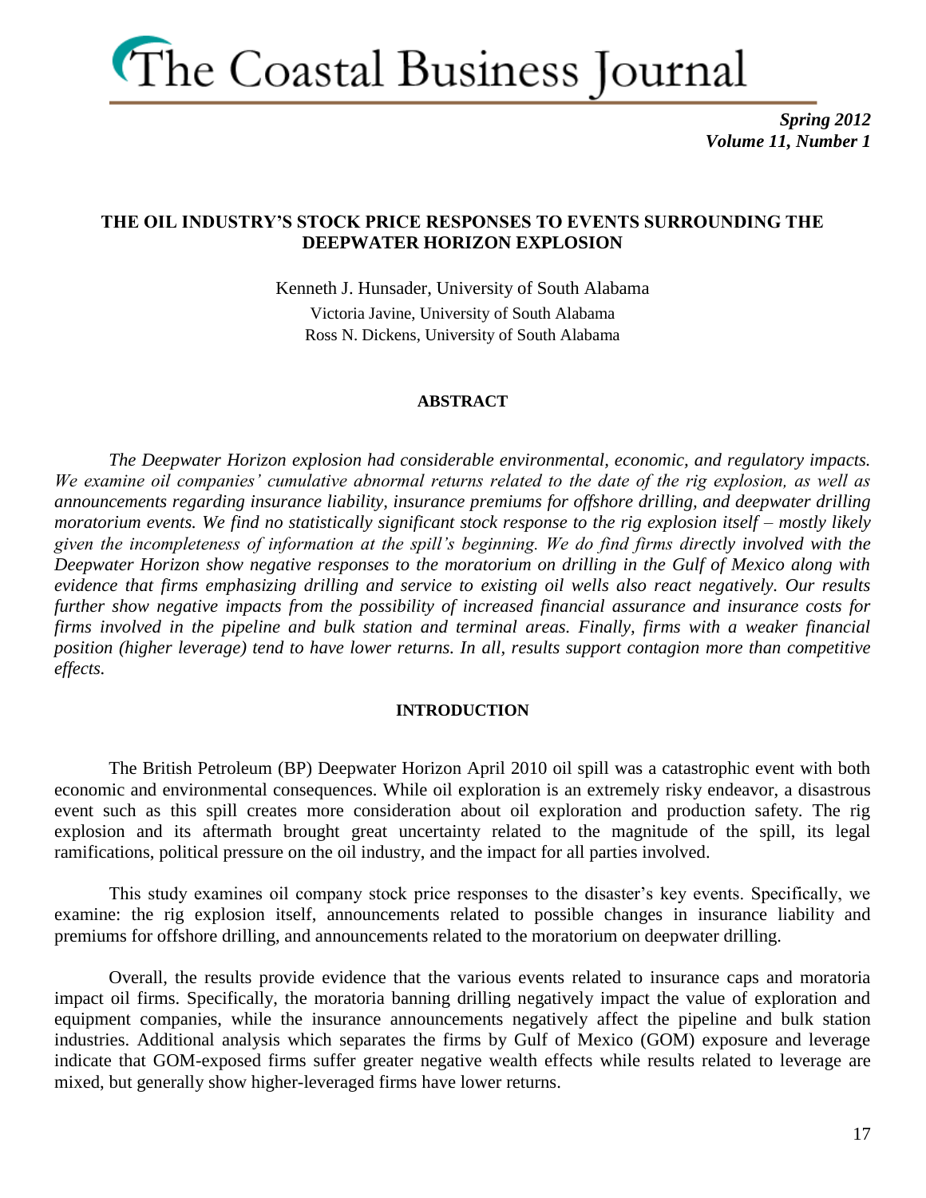# The Coastal Business Journal

## THE OIL INDUSTRY'S STOCK PRICE RESPONSES TO EVENTS SURROUNDING THE DEEPWATER HORIZON EXPLOSION

Kenneth J. Hunsader, University of South Alabama
Victoria Javine, University of South Alabama
Ross N. Dickens, University of South Alabama

### ABSTRACT

*The Deepwater Horizon explosion had considerable environmental, economic, and regulatory impacts. We examine oil companies' cumulative abnormal returns related to the date of the rig explosion, as well as announcements regarding insurance liability, insurance premiums for offshore drilling, and deepwater drilling moratorium events. We find no statistically significant stock response to the rig explosion itself – mostly likely given the incompleteness of information at the spill's beginning. We do find firms directly involved with the Deepwater Horizon show negative responses to the moratorium on drilling in the Gulf of Mexico along with evidence that firms emphasizing drilling and service to existing oil wells also react negatively. Our results further show negative impacts from the possibility of increased financial assurance and insurance costs for firms involved in the pipeline and bulk station and terminal areas. Finally, firms with a weaker financial position (higher leverage) tend to have lower returns. In all, results support contagion more than competitive effects.*

### INTRODUCTION

The British Petroleum (BP) Deepwater Horizon April 2010 oil spill was a catastrophic event with both economic and environmental consequences. While oil exploration is an extremely risky endeavor, a disastrous event such as this spill creates more consideration about oil exploration and production safety. The rig explosion and its aftermath brought great uncertainty related to the magnitude of the spill, its legal ramifications, political pressure on the oil industry, and the impact for all parties involved.

This study examines oil company stock price responses to the disaster's key events. Specifically, we examine: the rig explosion itself, announcements related to possible changes in insurance liability and premiums for offshore drilling, and announcements related to the moratorium on deepwater drilling.

Overall, the results provide evidence that the various events related to insurance caps and moratoria impact oil firms. Specifically, the moratoria banning drilling negatively impact the value of exploration and equipment companies, while the insurance announcements negatively affect the pipeline and bulk station industries. Additional analysis which separates the firms by Gulf of Mexico (GOM) exposure and leverage indicate that GOM-exposed firms suffer greater negative wealth effects while results related to leverage are mixed, but generally show higher-leveraged firms have lower returns.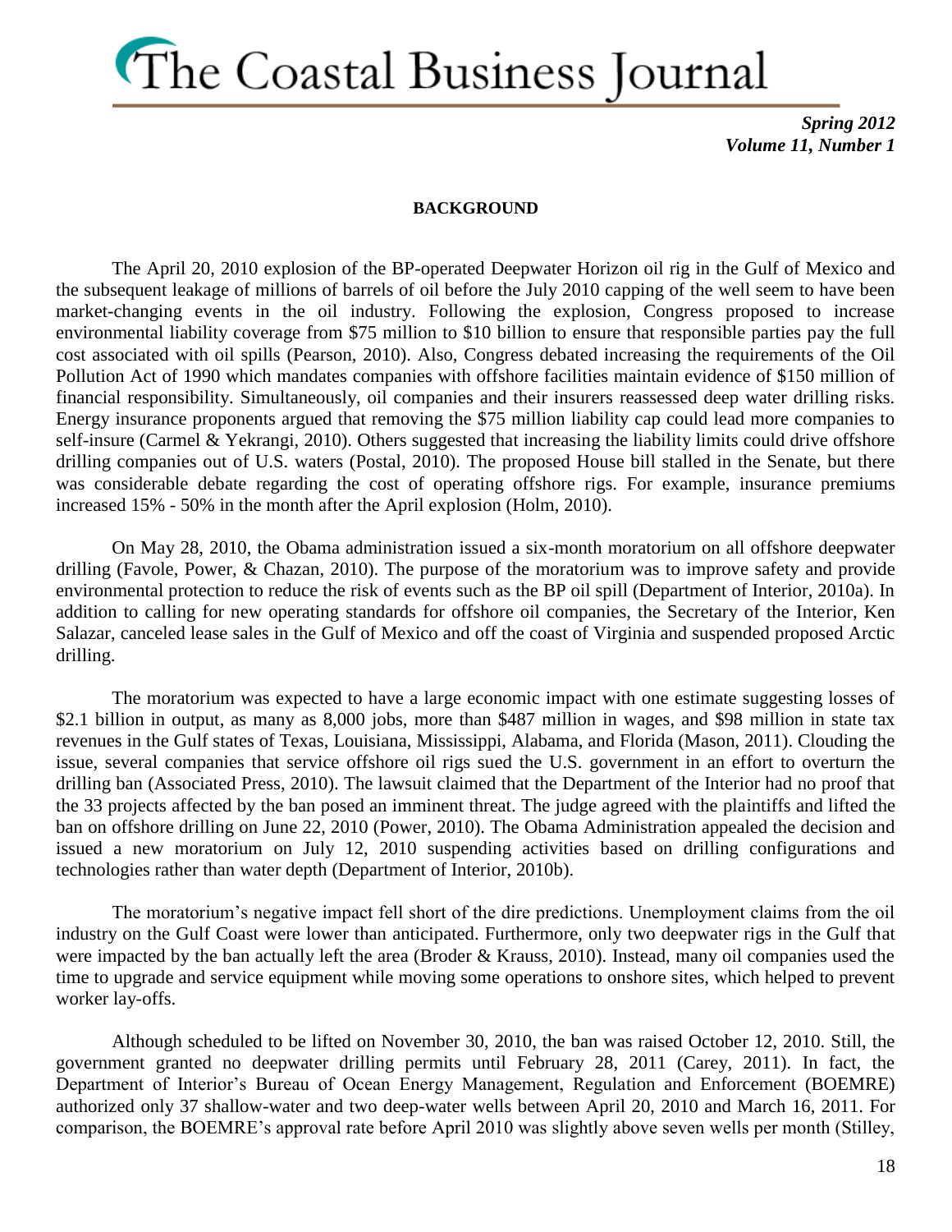## BACKGROUND

The April 20, 2010 explosion of the BP-operated Deepwater Horizon oil rig in the Gulf of Mexico and the subsequent leakage of millions of barrels of oil before the July 2010 capping of the well seem to have been market-changing events in the oil industry. Following the explosion, Congress proposed to increase environmental liability coverage from $75 million to $10 billion to ensure that responsible parties pay the full cost associated with oil spills (Pearson, 2010). Also, Congress debated increasing the requirements of the Oil Pollution Act of 1990 which mandates companies with offshore facilities maintain evidence of $150 million of financial responsibility. Simultaneously, oil companies and their insurers reassessed deep water drilling risks. Energy insurance proponents argued that removing the $75 million liability cap could lead more companies to self-insure (Carmel & Yekrangi, 2010). Others suggested that increasing the liability limits could drive offshore drilling companies out of U.S. waters (Postal, 2010). The proposed House bill stalled in the Senate, but there was considerable debate regarding the cost of operating offshore rigs. For example, insurance premiums increased 15% - 50% in the month after the April explosion (Holm, 2010).

On May 28, 2010, the Obama administration issued a six-month moratorium on all offshore deepwater drilling (Favole, Power, & Chazan, 2010). The purpose of the moratorium was to improve safety and provide environmental protection to reduce the risk of events such as the BP oil spill (Department of Interior, 2010a). In addition to calling for new operating standards for offshore oil companies, the Secretary of the Interior, Ken Salazar, canceled lease sales in the Gulf of Mexico and off the coast of Virginia and suspended proposed Arctic drilling.

The moratorium was expected to have a large economic impact with one estimate suggesting losses of $2.1 billion in output, as many as 8,000 jobs, more than $487 million in wages, and $98 million in state tax revenues in the Gulf states of Texas, Louisiana, Mississippi, Alabama, and Florida (Mason, 2011). Clouding the issue, several companies that service offshore oil rigs sued the U.S. government in an effort to overturn the drilling ban (Associated Press, 2010). The lawsuit claimed that the Department of the Interior had no proof that the 33 projects affected by the ban posed an imminent threat. The judge agreed with the plaintiffs and lifted the ban on offshore drilling on June 22, 2010 (Power, 2010). The Obama Administration appealed the decision and issued a new moratorium on July 12, 2010 suspending activities based on drilling configurations and technologies rather than water depth (Department of Interior, 2010b).

The moratorium's negative impact fell short of the dire predictions. Unemployment claims from the oil industry on the Gulf Coast were lower than anticipated. Furthermore, only two deepwater rigs in the Gulf that were impacted by the ban actually left the area (Broder & Krauss, 2010). Instead, many oil companies used the time to upgrade and service equipment while moving some operations to onshore sites, which helped to prevent worker lay-offs.

Although scheduled to be lifted on November 30, 2010, the ban was raised October 12, 2010. Still, the government granted no deepwater drilling permits until February 28, 2011 (Carey, 2011). In fact, the Department of Interior's Bureau of Ocean Energy Management, Regulation and Enforcement (BOEMRE) authorized only 37 shallow-water and two deep-water wells between April 20, 2010 and March 16, 2011. For comparison, the BOEMRE's approval rate before April 2010 was slightly above seven wells per month (Stilley,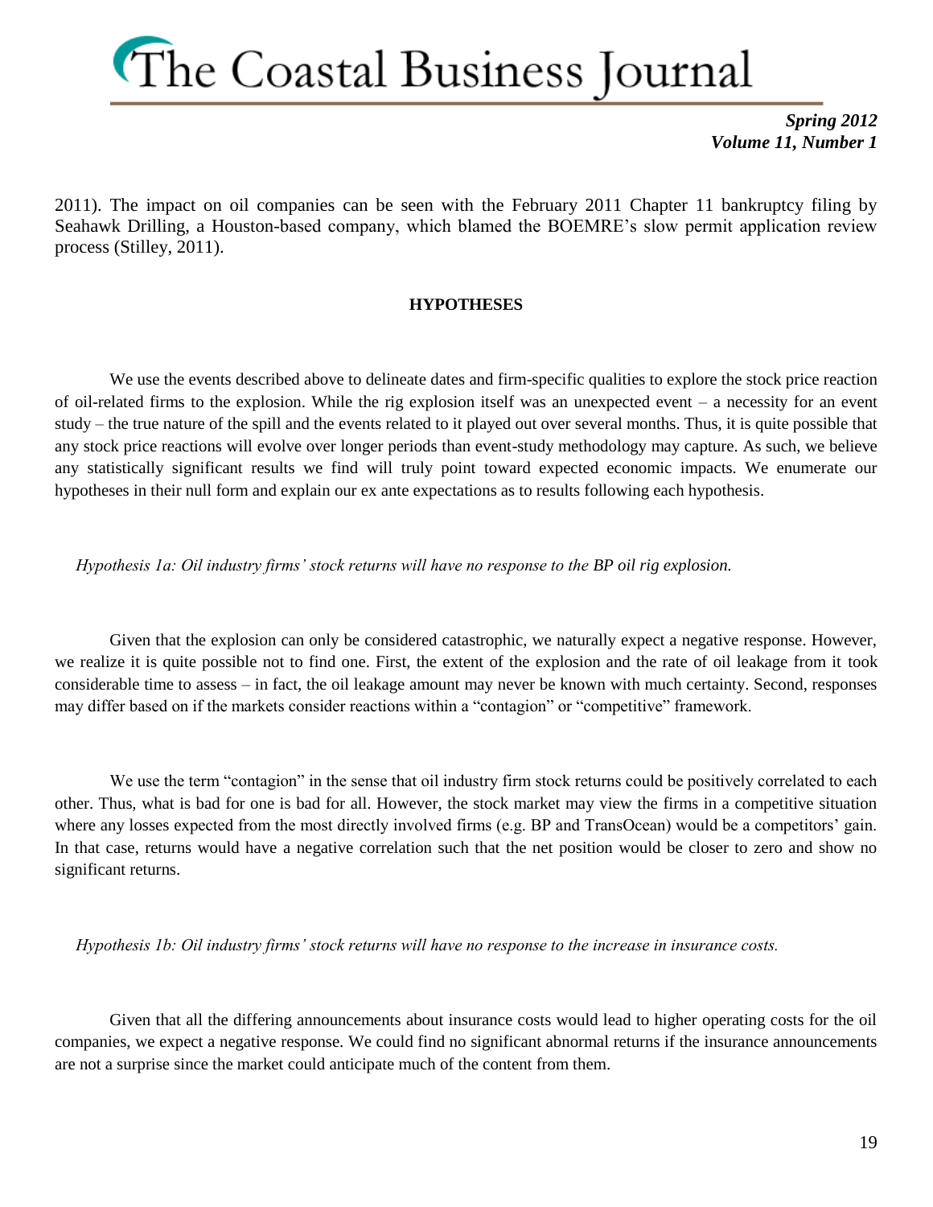2011). The impact on oil companies can be seen with the February 2011 Chapter 11 bankruptcy filing by Seahawk Drilling, a Houston-based company, which blamed the BOEMRE's slow permit application review process (Stilley, 2011).

## HYPOTHESES

We use the events described above to delineate dates and firm-specific qualities to explore the stock price reaction of oil-related firms to the explosion. While the rig explosion itself was an unexpected event – a necessity for an event study – the true nature of the spill and the events related to it played out over several months. Thus, it is quite possible that any stock price reactions will evolve over longer periods than event-study methodology may capture. As such, we believe any statistically significant results we find will truly point toward expected economic impacts. We enumerate our hypotheses in their null form and explain our ex ante expectations as to results following each hypothesis.

*Hypothesis 1a: Oil industry firms' stock returns will have no response to the BP oil rig explosion.*

Given that the explosion can only be considered catastrophic, we naturally expect a negative response. However, we realize it is quite possible not to find one. First, the extent of the explosion and the rate of oil leakage from it took considerable time to assess – in fact, the oil leakage amount may never be known with much certainty. Second, responses may differ based on if the markets consider reactions within a "contagion" or "competitive" framework.

We use the term "contagion" in the sense that oil industry firm stock returns could be positively correlated to each other. Thus, what is bad for one is bad for all. However, the stock market may view the firms in a competitive situation where any losses expected from the most directly involved firms (e.g. BP and TransOcean) would be a competitors' gain. In that case, returns would have a negative correlation such that the net position would be closer to zero and show no significant returns.

*Hypothesis 1b: Oil industry firms' stock returns will have no response to the increase in insurance costs.*

Given that all the differing announcements about insurance costs would lead to higher operating costs for the oil companies, we expect a negative response. We could find no significant abnormal returns if the insurance announcements are not a surprise since the market could anticipate much of the content from them.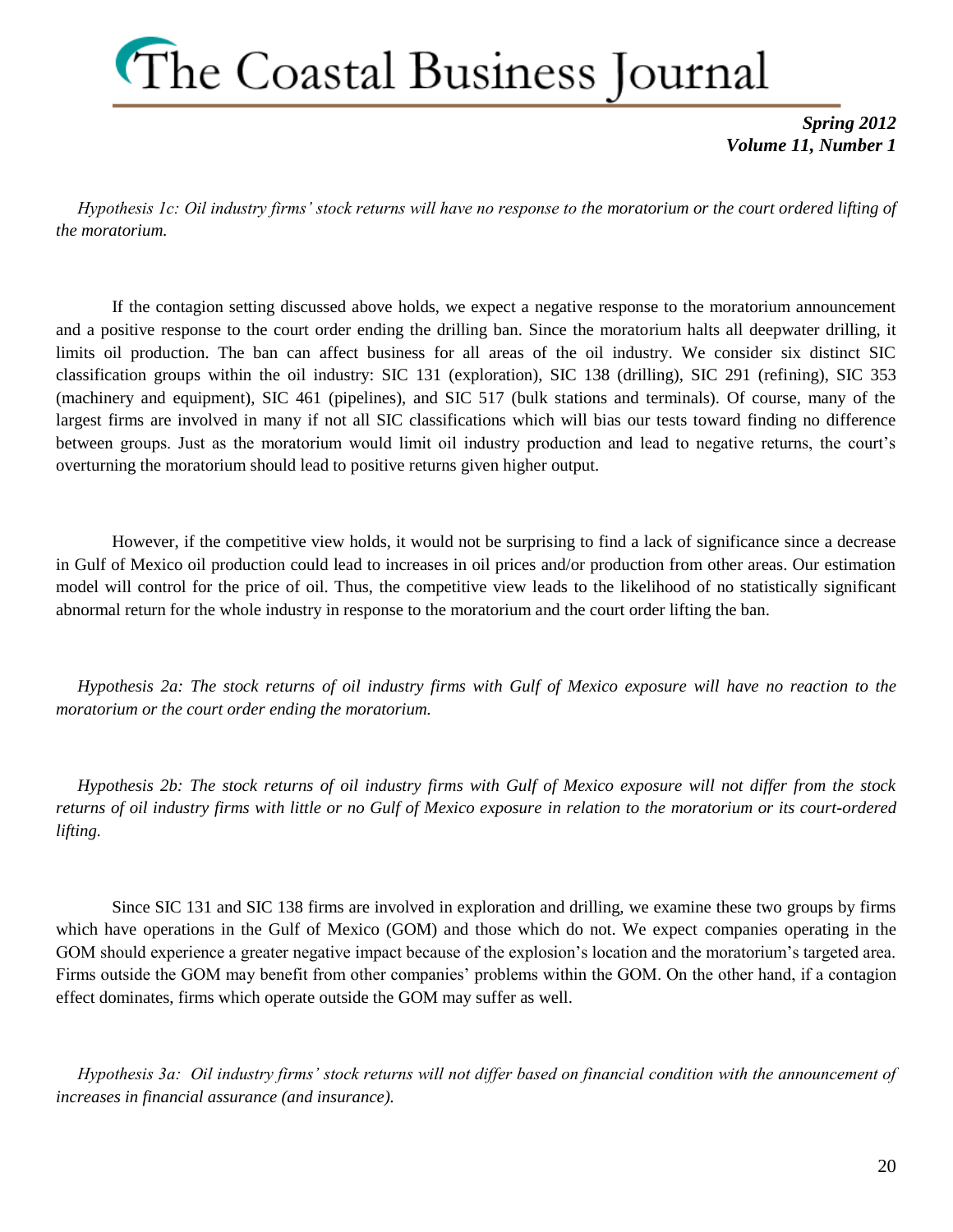*Hypothesis 1c: Oil industry firms' stock returns will have no response to the moratorium or the court ordered lifting of the moratorium.*

If the contagion setting discussed above holds, we expect a negative response to the moratorium announcement and a positive response to the court order ending the drilling ban. Since the moratorium halts all deepwater drilling, it limits oil production. The ban can affect business for all areas of the oil industry. We consider six distinct SIC classification groups within the oil industry: SIC 131 (exploration), SIC 138 (drilling), SIC 291 (refining), SIC 353 (machinery and equipment), SIC 461 (pipelines), and SIC 517 (bulk stations and terminals). Of course, many of the largest firms are involved in many if not all SIC classifications which will bias our tests toward finding no difference between groups. Just as the moratorium would limit oil industry production and lead to negative returns, the court's overturning the moratorium should lead to positive returns given higher output.

However, if the competitive view holds, it would not be surprising to find a lack of significance since a decrease in Gulf of Mexico oil production could lead to increases in oil prices and/or production from other areas. Our estimation model will control for the price of oil. Thus, the competitive view leads to the likelihood of no statistically significant abnormal return for the whole industry in response to the moratorium and the court order lifting the ban.

*Hypothesis 2a: The stock returns of oil industry firms with Gulf of Mexico exposure will have no reaction to the moratorium or the court order ending the moratorium.*

*Hypothesis 2b: The stock returns of oil industry firms with Gulf of Mexico exposure will not differ from the stock returns of oil industry firms with little or no Gulf of Mexico exposure in relation to the moratorium or its court-ordered lifting.*

Since SIC 131 and SIC 138 firms are involved in exploration and drilling, we examine these two groups by firms which have operations in the Gulf of Mexico (GOM) and those which do not. We expect companies operating in the GOM should experience a greater negative impact because of the explosion's location and the moratorium's targeted area. Firms outside the GOM may benefit from other companies' problems within the GOM. On the other hand, if a contagion effect dominates, firms which operate outside the GOM may suffer as well.

*Hypothesis 3a: Oil industry firms' stock returns will not differ based on financial condition with the announcement of increases in financial assurance (and insurance).*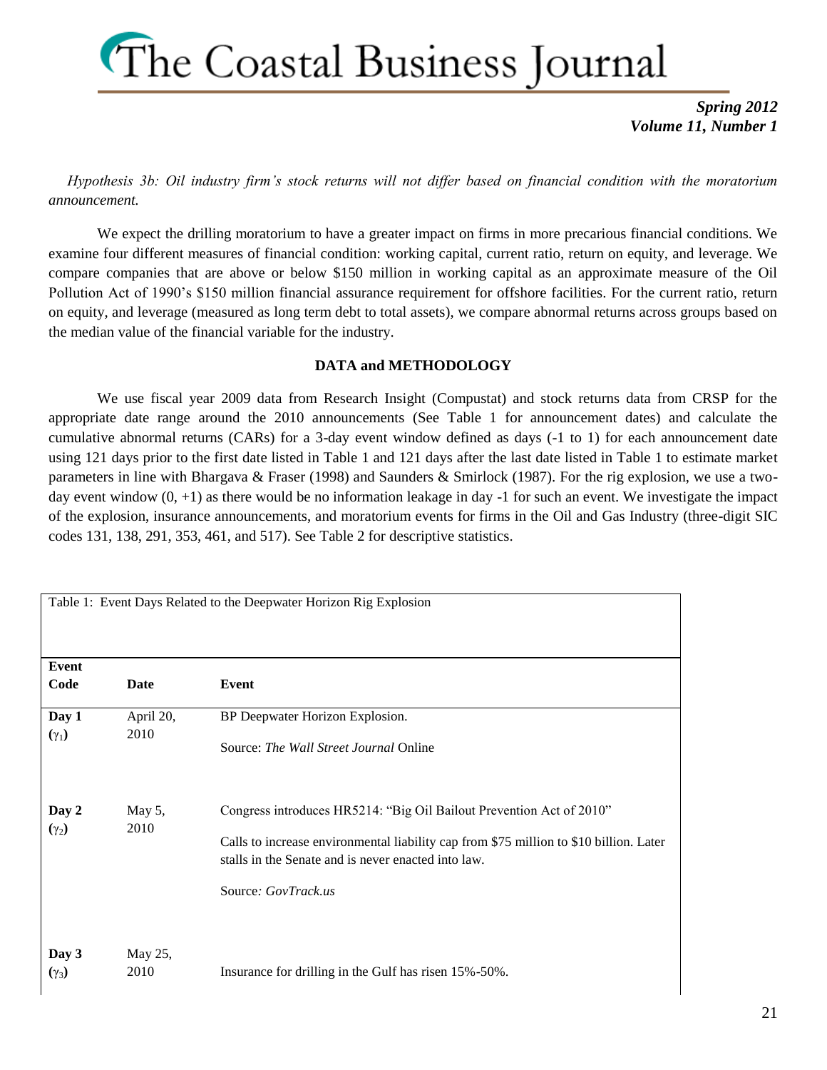*Hypothesis 3b: Oil industry firm's stock returns will not differ based on financial condition with the moratorium announcement.*

We expect the drilling moratorium to have a greater impact on firms in more precarious financial conditions. We examine four different measures of financial condition: working capital, current ratio, return on equity, and leverage. We compare companies that are above or below $150 million in working capital as an approximate measure of the Oil Pollution Act of 1990's $150 million financial assurance requirement for offshore facilities. For the current ratio, return on equity, and leverage (measured as long term debt to total assets), we compare abnormal returns across groups based on the median value of the financial variable for the industry.

## DATA and METHODOLOGY

We use fiscal year 2009 data from Research Insight (Compustat) and stock returns data from CRSP for the appropriate date range around the 2010 announcements (See Table 1 for announcement dates) and calculate the cumulative abnormal returns (CARs) for a 3-day event window defined as days (-1 to 1) for each announcement date using 121 days prior to the first date listed in Table 1 and 121 days after the last date listed in Table 1 to estimate market parameters in line with Bhargava & Fraser (1998) and Saunders & Smirlock (1987). For the rig explosion, we use a two-day event window (0, +1) as there would be no information leakage in day -1 for such an event. We investigate the impact of the explosion, insurance announcements, and moratorium events for firms in the Oil and Gas Industry (three-digit SIC codes 131, 138, 291, 353, 461, and 517). See Table 2 for descriptive statistics.

Table 1: Event Days Related to the Deepwater Horizon Rig Explosion

| Event Code | Date | Event |
|---|---|---|
| **Day 1** **($\gamma_1$)** | April 20, 2010 | BP Deepwater Horizon Explosion.<br><br>Source: *The Wall Street Journal* Online |
| **Day 2** **($\gamma_2$)** | May 5, 2010 | Congress introduces HR5214: "Big Oil Bailout Prevention Act of 2010"<br><br>Calls to increase environmental liability cap from $75 million to $10 billion. Later stalls in the Senate and is never enacted into law.<br><br>Source*: GovTrack.us* |
| **Day 3** **($\gamma_3$)** | May 25, 2010 | Insurance for drilling in the Gulf has risen 15%-50%. |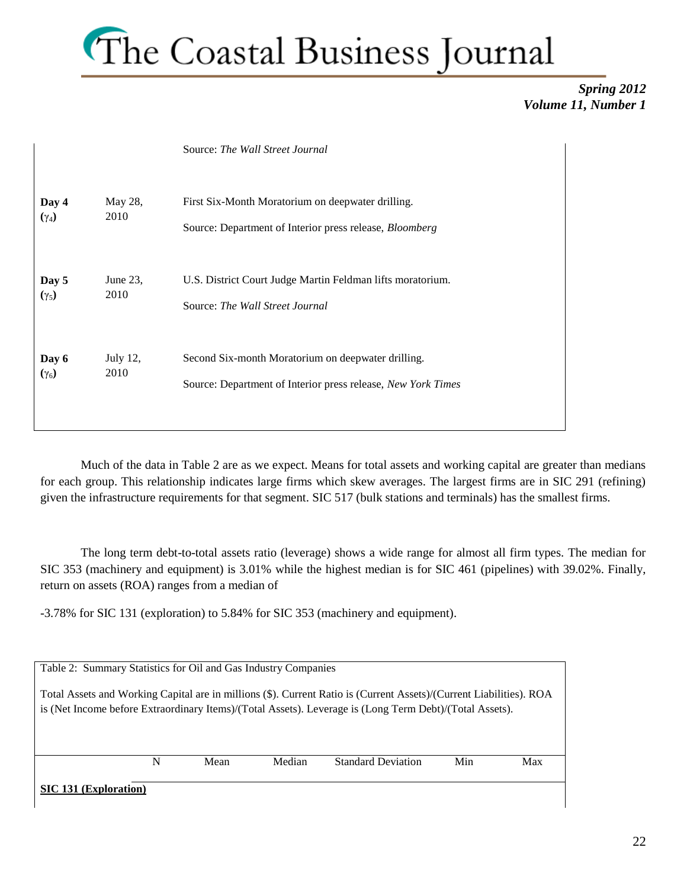| | | |
|---|---|---|
| | | Source: *The Wall Street Journal* |
| **Day 4** (**$\gamma_4$**) | May 28, 2010 | First Six-Month Moratorium on deepwater drilling.<br>Source: Department of Interior press release, *Bloomberg* |
| **Day 5** (**$\gamma_5$**) | June 23, 2010 | U.S. District Court Judge Martin Feldman lifts moratorium.<br>Source: *The Wall Street Journal* |
| **Day 6** (**$\gamma_6$**) | July 12, 2010 | Second Six-month Moratorium on deepwater drilling.<br>Source: Department of Interior press release, *New York Times* |

Much of the data in Table 2 are as we expect. Means for total assets and working capital are greater than medians for each group. This relationship indicates large firms which skew averages. The largest firms are in SIC 291 (refining) given the infrastructure requirements for that segment. SIC 517 (bulk stations and terminals) has the smallest firms.

The long term debt-to-total assets ratio (leverage) shows a wide range for almost all firm types. The median for SIC 353 (machinery and equipment) is 3.01% while the highest median is for SIC 461 (pipelines) with 39.02%. Finally, return on assets (ROA) ranges from a median of

-3.78% for SIC 131 (exploration) to 5.84% for SIC 353 (machinery and equipment).

Table 2: Summary Statistics for Oil and Gas Industry Companies

Total Assets and Working Capital are in millions ($). Current Ratio is (Current Assets)/(Current Liabilities). ROA is (Net Income before Extraordinary Items)/(Total Assets). Leverage is (Long Term Debt)/(Total Assets).

| | N | Mean | Median | Standard Deviation | Min | Max |
|---|---|---|---|---|---|---|
| **SIC 131 (Exploration)** | | | | | | |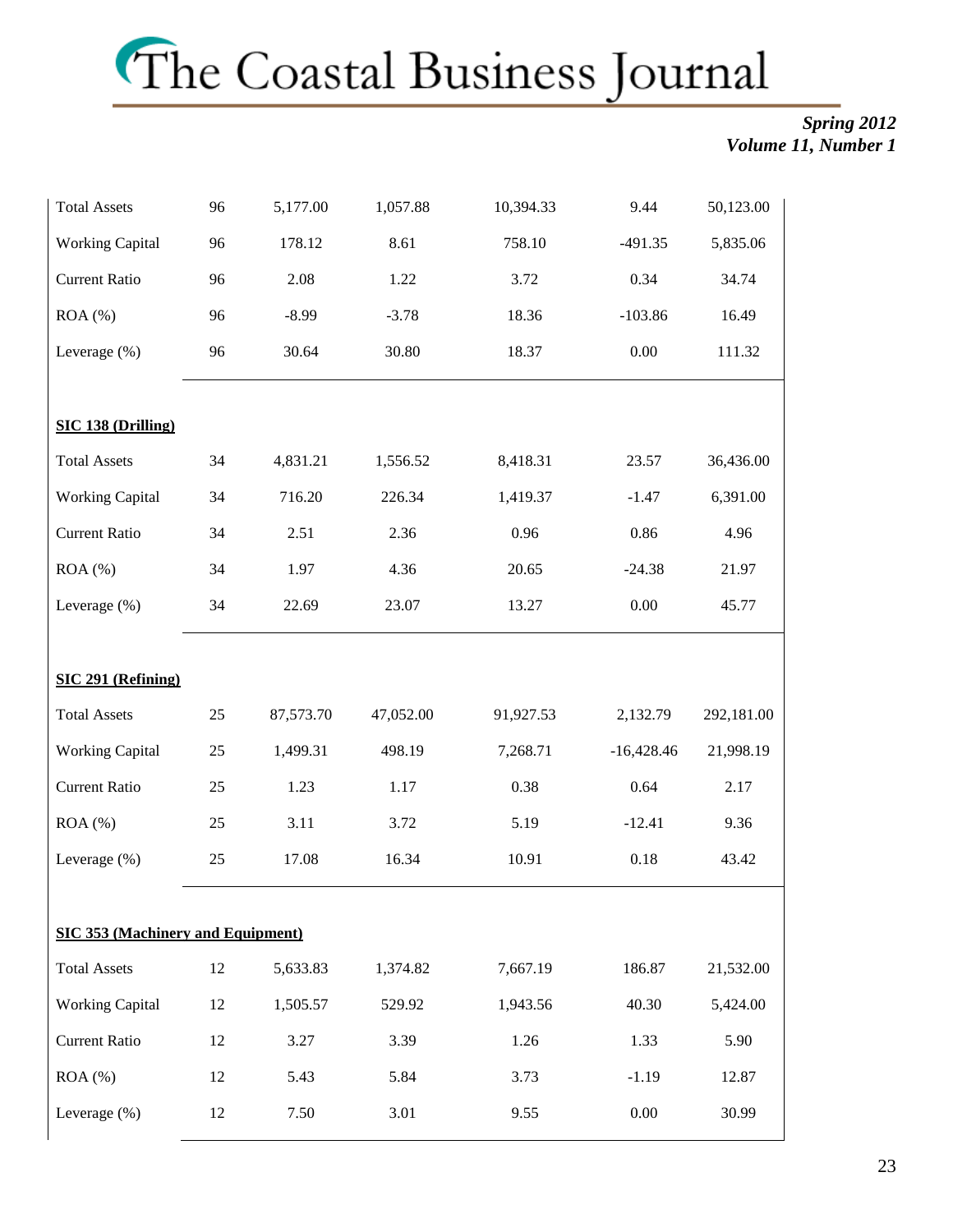| | | | | | | |
|---|---|---|---|---|---|---|
| Total Assets | 96 | 5,177.00 | 1,057.88 | 10,394.33 | 9.44 | 50,123.00 |
| Working Capital | 96 | 178.12 | 8.61 | 758.10 | -491.35 | 5,835.06 |
| Current Ratio | 96 | 2.08 | 1.22 | 3.72 | 0.34 | 34.74 |
| ROA (%) | 96 | -8.99 | -3.78 | 18.36 | -103.86 | 16.49 |
| Leverage (%) | 96 | 30.64 | 30.80 | 18.37 | 0.00 | 111.32 |
| **SIC 138 (Drilling)** | | | | | | |
| Total Assets | 34 | 4,831.21 | 1,556.52 | 8,418.31 | 23.57 | 36,436.00 |
| Working Capital | 34 | 716.20 | 226.34 | 1,419.37 | -1.47 | 6,391.00 |
| Current Ratio | 34 | 2.51 | 2.36 | 0.96 | 0.86 | 4.96 |
| ROA (%) | 34 | 1.97 | 4.36 | 20.65 | -24.38 | 21.97 |
| Leverage (%) | 34 | 22.69 | 23.07 | 13.27 | 0.00 | 45.77 |
| **SIC 291 (Refining)** | | | | | | |
| Total Assets | 25 | 87,573.70 | 47,052.00 | 91,927.53 | 2,132.79 | 292,181.00 |
| Working Capital | 25 | 1,499.31 | 498.19 | 7,268.71 | -16,428.46 | 21,998.19 |
| Current Ratio | 25 | 1.23 | 1.17 | 0.38 | 0.64 | 2.17 |
| ROA (%) | 25 | 3.11 | 3.72 | 5.19 | -12.41 | 9.36 |
| Leverage (%) | 25 | 17.08 | 16.34 | 10.91 | 0.18 | 43.42 |
| **SIC 353 (Machinery and Equipment)** | | | | | | |
| Total Assets | 12 | 5,633.83 | 1,374.82 | 7,667.19 | 186.87 | 21,532.00 |
| Working Capital | 12 | 1,505.57 | 529.92 | 1,943.56 | 40.30 | 5,424.00 |
| Current Ratio | 12 | 3.27 | 3.39 | 1.26 | 1.33 | 5.90 |
| ROA (%) | 12 | 5.43 | 5.84 | 3.73 | -1.19 | 12.87 |
| Leverage (%) | 12 | 7.50 | 3.01 | 9.55 | 0.00 | 30.99 |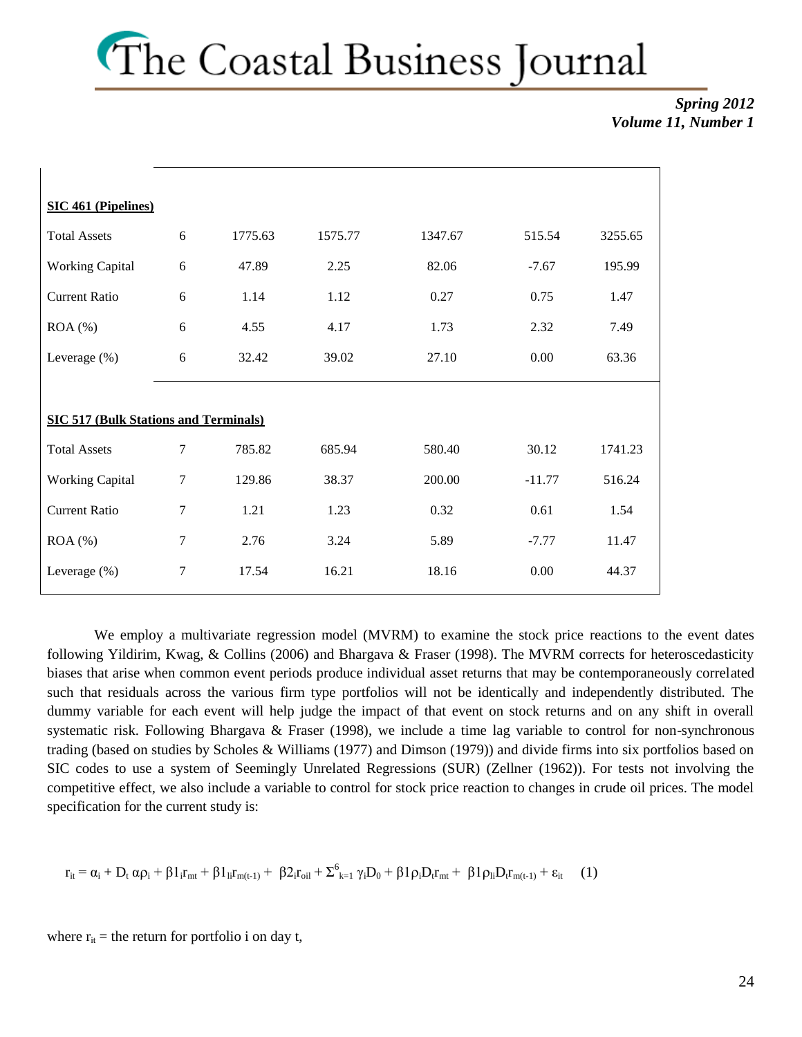| | | | | | | |
|---|---|---|---|---|---|---|
| **SIC 461 (Pipelines)** | | | | | | |
| Total Assets | 6 | 1775.63 | 1575.77 | 1347.67 | 515.54 | 3255.65 |
| Working Capital | 6 | 47.89 | 2.25 | 82.06 | -7.67 | 195.99 |
| Current Ratio | 6 | 1.14 | 1.12 | 0.27 | 0.75 | 1.47 |
| ROA (%) | 6 | 4.55 | 4.17 | 1.73 | 2.32 | 7.49 |
| Leverage (%) | 6 | 32.42 | 39.02 | 27.10 | 0.00 | 63.36 |
| **SIC 517 (Bulk Stations and Terminals)** | | | | | | |
| Total Assets | 7 | 785.82 | 685.94 | 580.40 | 30.12 | 1741.23 |
| Working Capital | 7 | 129.86 | 38.37 | 200.00 | -11.77 | 516.24 |
| Current Ratio | 7 | 1.21 | 1.23 | 0.32 | 0.61 | 1.54 |
| ROA (%) | 7 | 2.76 | 3.24 | 5.89 | -7.77 | 11.47 |
| Leverage (%) | 7 | 17.54 | 16.21 | 18.16 | 0.00 | 44.37 |

We employ a multivariate regression model (MVRM) to examine the stock price reactions to the event dates following Yildirim, Kwag, & Collins (2006) and Bhargava & Fraser (1998). The MVRM corrects for heteroscedasticity biases that arise when common event periods produce individual asset returns that may be contemporaneously correlated such that residuals across the various firm type portfolios will not be identically and independently distributed. The dummy variable for each event will help judge the impact of that event on stock returns and on any shift in overall systematic risk. Following Bhargava & Fraser (1998), we include a time lag variable to control for non-synchronous trading (based on studies by Scholes & Williams (1977) and Dimson (1979)) and divide firms into six portfolios based on SIC codes to use a system of Seemingly Unrelated Regressions (SUR) (Zellner (1962)). For tests not involving the competitive effect, we also include a variable to control for stock price reaction to changes in crude oil prices. The model specification for the current study is:

$$r_{it} = \alpha_i + D_t\, \alpha\rho_i + \beta1_i r_{mt} + \beta1_{li} r_{m(t-1)} + \beta2_i r_{oil} + \Sigma^{6}_{k=1}\, \gamma_i D_0 + \beta1\rho_i D_t r_{mt} + \beta1\rho_{li} D_t r_{m(t-1)} + \varepsilon_{it} \quad (1)$$

where $r_{it}$ = the return for portfolio i on day t,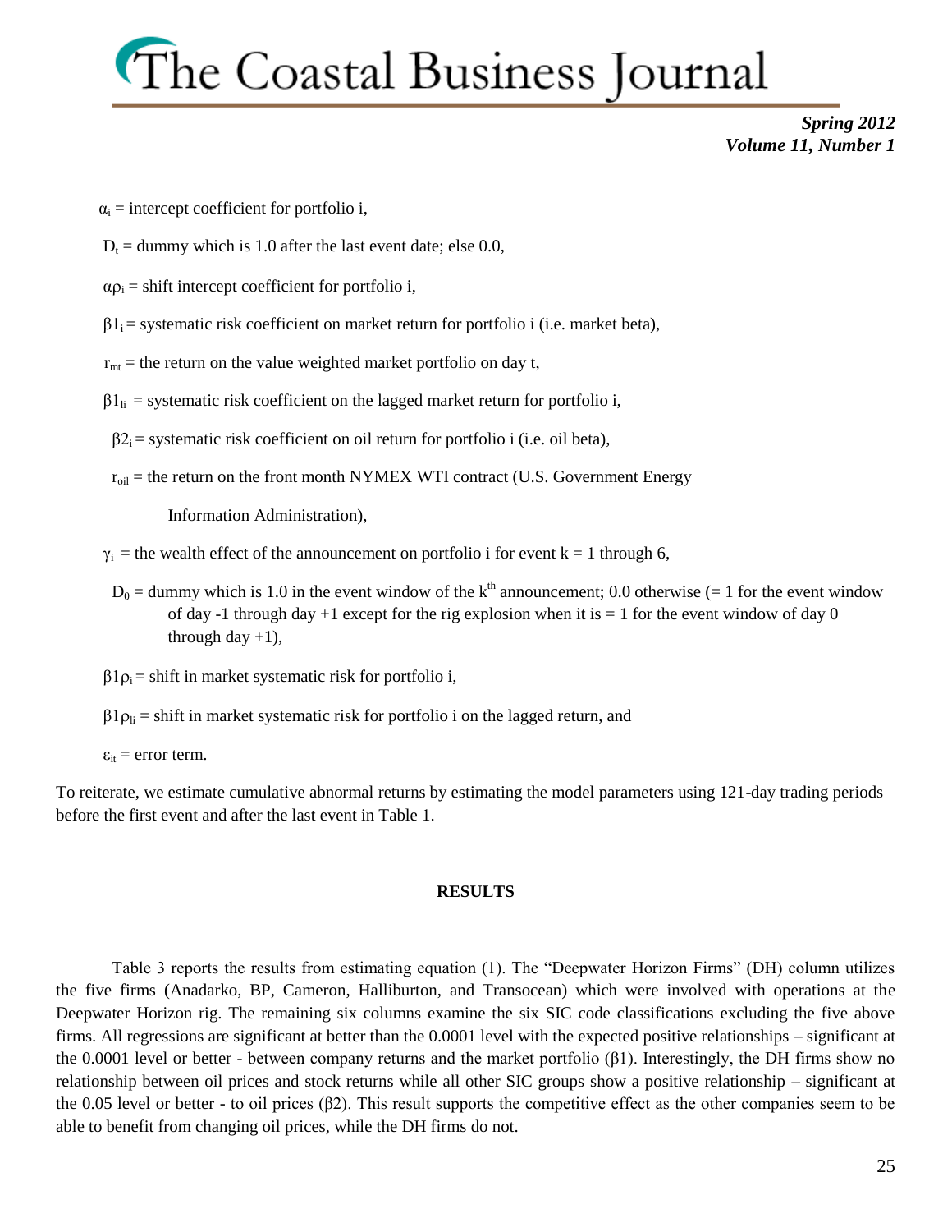$\alpha_i$ = intercept coefficient for portfolio i,

$D_t$ = dummy which is 1.0 after the last event date; else 0.0,

$\alpha\rho_i$ = shift intercept coefficient for portfolio i,

$\beta 1_i$ = systematic risk coefficient on market return for portfolio i (i.e. market beta),

$r_{mt}$ = the return on the value weighted market portfolio on day t,

$\beta 1_{li}$ = systematic risk coefficient on the lagged market return for portfolio i,

$\beta 2_i$ = systematic risk coefficient on oil return for portfolio i (i.e. oil beta),

$r_{oil}$ = the return on the front month NYMEX WTI contract (U.S. Government Energy Information Administration),

$\gamma_i$ = the wealth effect of the announcement on portfolio i for event k = 1 through 6,

$D_0$ = dummy which is 1.0 in the event window of the $k^{th}$ announcement; 0.0 otherwise (= 1 for the event window of day -1 through day +1 except for the rig explosion when it is = 1 for the event window of day 0 through day +1),

$\beta 1\rho_i$ = shift in market systematic risk for portfolio i,

$\beta 1\rho_{li}$ = shift in market systematic risk for portfolio i on the lagged return, and

$\varepsilon_{it}$ = error term.

To reiterate, we estimate cumulative abnormal returns by estimating the model parameters using 121-day trading periods before the first event and after the last event in Table 1.

## RESULTS

Table 3 reports the results from estimating equation (1). The "Deepwater Horizon Firms" (DH) column utilizes the five firms (Anadarko, BP, Cameron, Halliburton, and Transocean) which were involved with operations at the Deepwater Horizon rig. The remaining six columns examine the six SIC code classifications excluding the five above firms. All regressions are significant at better than the 0.0001 level with the expected positive relationships – significant at the 0.0001 level or better - between company returns and the market portfolio ($\beta 1$). Interestingly, the DH firms show no relationship between oil prices and stock returns while all other SIC groups show a positive relationship – significant at the 0.05 level or better - to oil prices ($\beta 2$). This result supports the competitive effect as the other companies seem to be able to benefit from changing oil prices, while the DH firms do not.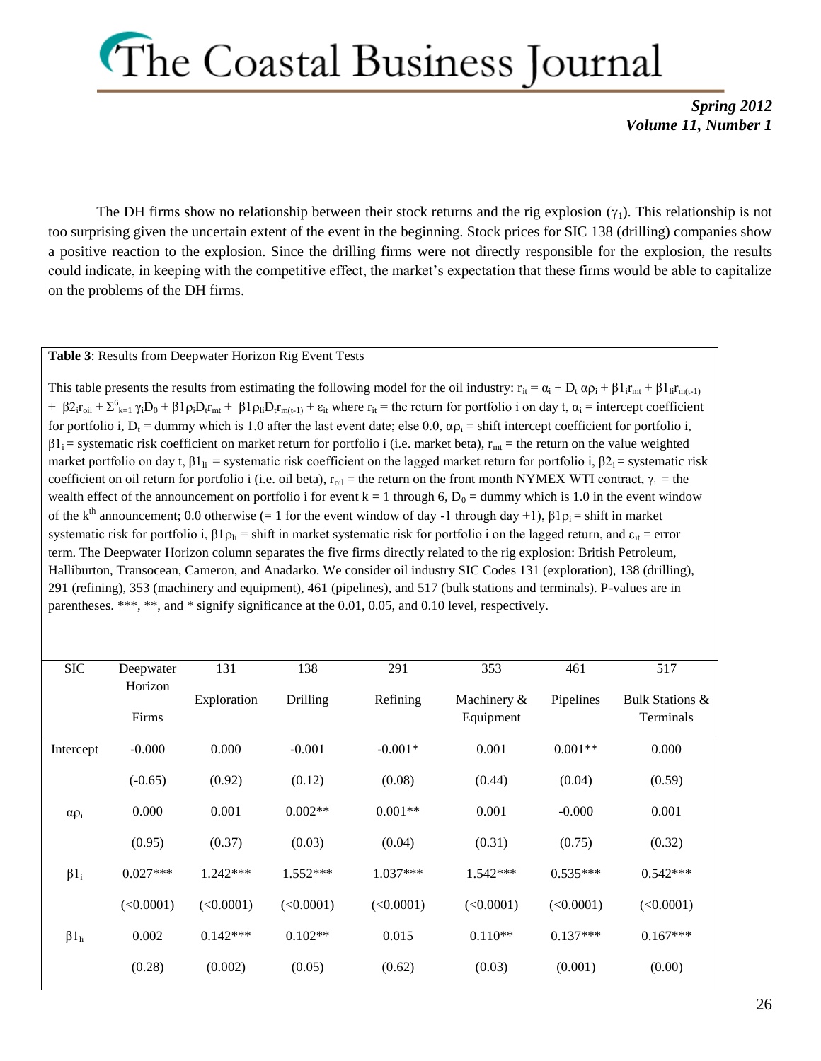The DH firms show no relationship between their stock returns and the rig explosion ($\gamma_1$). This relationship is not too surprising given the uncertain extent of the event in the beginning. Stock prices for SIC 138 (drilling) companies show a positive reaction to the explosion. Since the drilling firms were not directly responsible for the explosion, the results could indicate, in keeping with the competitive effect, the market's expectation that these firms would be able to capitalize on the problems of the DH firms.

**Table 3**: Results from Deepwater Horizon Rig Event Tests

This table presents the results from estimating the following model for the oil industry: $r_{it} = \alpha_i + D_t\,\alpha\rho_i + \beta 1_i r_{mt} + \beta 1_{li} r_{m(t-1)} + \beta 2_i r_{oil} + \Sigma^{6}_{k=1}\,\gamma_i D_0 + \beta 1 \rho_i D_t r_{mt} + \beta 1 \rho_{li} D_t r_{m(t-1)} + \varepsilon_{it}$ where $r_{it}$ = the return for portfolio i on day t, $\alpha_i$ = intercept coefficient for portfolio i, $D_t$ = dummy which is 1.0 after the last event date; else 0.0, $\alpha\rho_i$ = shift intercept coefficient for portfolio i, $\beta 1_i$ = systematic risk coefficient on market return for portfolio i (i.e. market beta), $r_{mt}$ = the return on the value weighted market portfolio on day t, $\beta 1_{li}$ = systematic risk coefficient on the lagged market return for portfolio i, $\beta 2_i$ = systematic risk coefficient on oil return for portfolio i (i.e. oil beta), $r_{oil}$ = the return on the front month NYMEX WTI contract, $\gamma_i$ = the wealth effect of the announcement on portfolio i for event k = 1 through 6, $D_0$ = dummy which is 1.0 in the event window of the $k^{th}$ announcement; 0.0 otherwise (= 1 for the event window of day -1 through day +1), $\beta 1 \rho_i$ = shift in market systematic risk for portfolio i, $\beta 1 \rho_{li}$ = shift in market systematic risk for portfolio i on the lagged return, and $\varepsilon_{it}$ = error term. The Deepwater Horizon column separates the five firms directly related to the rig explosion: British Petroleum, Halliburton, Transocean, Cameron, and Anadarko. We consider oil industry SIC Codes 131 (exploration), 138 (drilling), 291 (refining), 353 (machinery and equipment), 461 (pipelines), and 517 (bulk stations and terminals). P-values are in parentheses. ***, **, and * signify significance at the 0.01, 0.05, and 0.10 level, respectively.

| SIC | Deepwater Horizon Firms | 131 Exploration | 138 Drilling | 291 Refining | 353 Machinery & Equipment | 461 Pipelines | 517 Bulk Stations & Terminals |
|---|---|---|---|---|---|---|---|
| Intercept | -0.000 | 0.000 | -0.001 | -0.001* | 0.001 | 0.001** | 0.000 |
| | (-0.65) | (0.92) | (0.12) | (0.08) | (0.44) | (0.04) | (0.59) |
| $\alpha\rho_i$ | 0.000 | 0.001 | 0.002** | 0.001** | 0.001 | -0.000 | 0.001 |
| | (0.95) | (0.37) | (0.03) | (0.04) | (0.31) | (0.75) | (0.32) |
| $\beta 1_i$ | 0.027*** | 1.242*** | 1.552*** | 1.037*** | 1.542*** | 0.535*** | 0.542*** |
| | (<0.0001) | (<0.0001) | (<0.0001) | (<0.0001) | (<0.0001) | (<0.0001) | (<0.0001) |
| $\beta 1_{li}$ | 0.002 | 0.142*** | 0.102** | 0.015 | 0.110** | 0.137*** | 0.167*** |
| | (0.28) | (0.002) | (0.05) | (0.62) | (0.03) | (0.001) | (0.00) |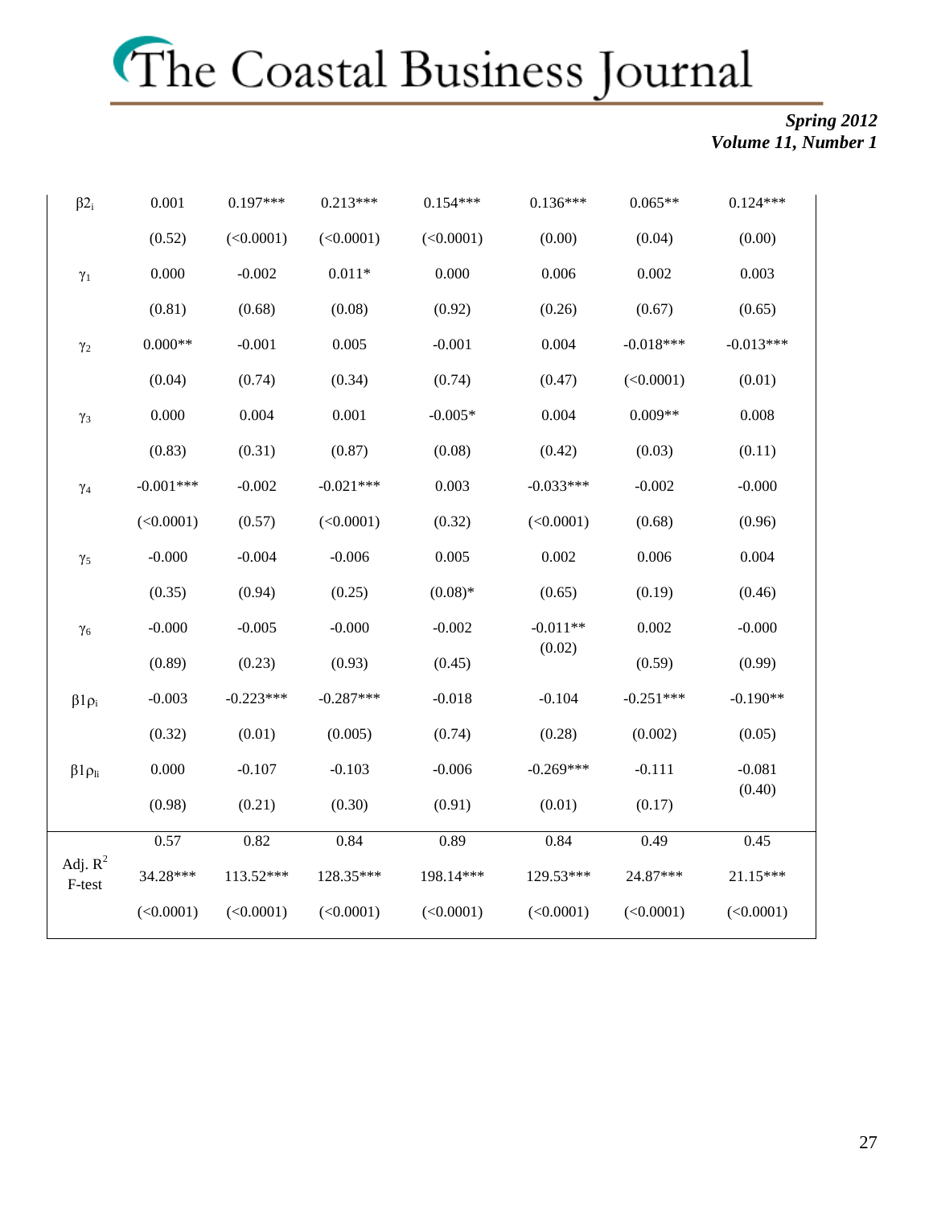| | | | | | | | |
|---|---|---|---|---|---|---|---|
| $\beta 2_i$ | 0.001 | 0.197*** | 0.213*** | 0.154*** | 0.136*** | 0.065** | 0.124*** |
| | (0.52) | (<0.0001) | (<0.0001) | (<0.0001) | (0.00) | (0.04) | (0.00) |
| $\gamma_1$ | 0.000 | -0.002 | 0.011* | 0.000 | 0.006 | 0.002 | 0.003 |
| | (0.81) | (0.68) | (0.08) | (0.92) | (0.26) | (0.67) | (0.65) |
| $\gamma_2$ | 0.000** | -0.001 | 0.005 | -0.001 | 0.004 | -0.018*** | -0.013*** |
| | (0.04) | (0.74) | (0.34) | (0.74) | (0.47) | (<0.0001) | (0.01) |
| $\gamma_3$ | 0.000 | 0.004 | 0.001 | -0.005* | 0.004 | 0.009** | 0.008 |
| | (0.83) | (0.31) | (0.87) | (0.08) | (0.42) | (0.03) | (0.11) |
| $\gamma_4$ | -0.001*** | -0.002 | -0.021*** | 0.003 | -0.033*** | -0.002 | -0.000 |
| | (<0.0001) | (0.57) | (<0.0001) | (0.32) | (<0.0001) | (0.68) | (0.96) |
| $\gamma_5$ | -0.000 | -0.004 | -0.006 | 0.005 | 0.002 | 0.006 | 0.004 |
| | (0.35) | (0.94) | (0.25) | (0.08)* | (0.65) | (0.19) | (0.46) |
| $\gamma_6$ | -0.000 | -0.005 | -0.000 | -0.002 | -0.011** | 0.002 | -0.000 |
| | (0.89) | (0.23) | (0.93) | (0.45) | (0.02) | (0.59) | (0.99) |
| $\beta 1 \rho_i$ | -0.003 | -0.223*** | -0.287*** | -0.018 | -0.104 | -0.251*** | -0.190** |
| | (0.32) | (0.01) | (0.005) | (0.74) | (0.28) | (0.002) | (0.05) |
| $\beta 1 \rho_{li}$ | 0.000 | -0.107 | -0.103 | -0.006 | -0.269*** | -0.111 | -0.081 |
| | (0.98) | (0.21) | (0.30) | (0.91) | (0.01) | (0.17) | (0.40) |
| Adj. $R^2$ | 0.57 | 0.82 | 0.84 | 0.89 | 0.84 | 0.49 | 0.45 |
| F-test | 34.28*** | 113.52*** | 128.35*** | 198.14*** | 129.53*** | 24.87*** | 21.15*** |
| | (<0.0001) | (<0.0001) | (<0.0001) | (<0.0001) | (<0.0001) | (<0.0001) | (<0.0001) |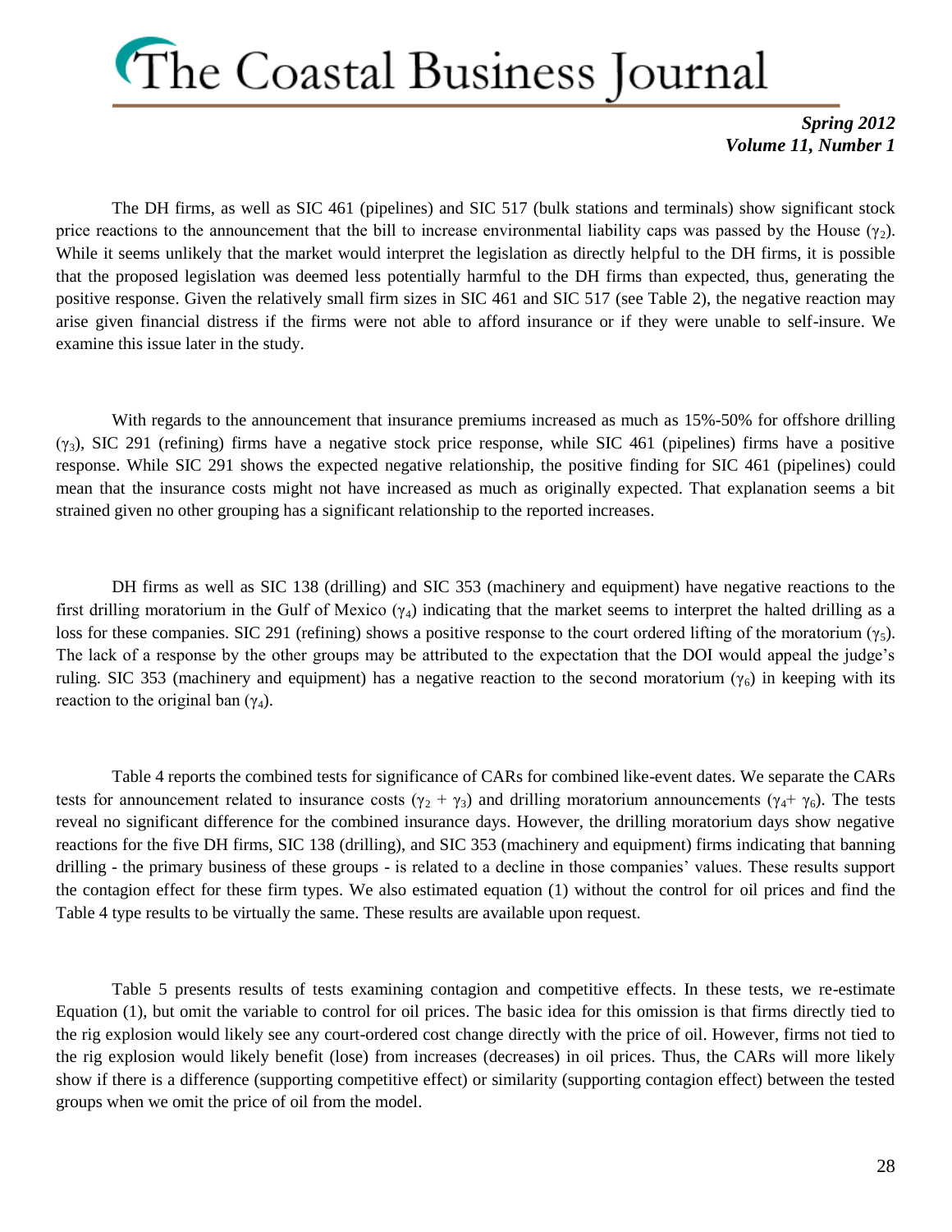The DH firms, as well as SIC 461 (pipelines) and SIC 517 (bulk stations and terminals) show significant stock price reactions to the announcement that the bill to increase environmental liability caps was passed by the House ($\gamma_2$). While it seems unlikely that the market would interpret the legislation as directly helpful to the DH firms, it is possible that the proposed legislation was deemed less potentially harmful to the DH firms than expected, thus, generating the positive response. Given the relatively small firm sizes in SIC 461 and SIC 517 (see Table 2), the negative reaction may arise given financial distress if the firms were not able to afford insurance or if they were unable to self-insure. We examine this issue later in the study.

With regards to the announcement that insurance premiums increased as much as 15%-50% for offshore drilling ($\gamma_3$), SIC 291 (refining) firms have a negative stock price response, while SIC 461 (pipelines) firms have a positive response. While SIC 291 shows the expected negative relationship, the positive finding for SIC 461 (pipelines) could mean that the insurance costs might not have increased as much as originally expected. That explanation seems a bit strained given no other grouping has a significant relationship to the reported increases.

DH firms as well as SIC 138 (drilling) and SIC 353 (machinery and equipment) have negative reactions to the first drilling moratorium in the Gulf of Mexico ($\gamma_4$) indicating that the market seems to interpret the halted drilling as a loss for these companies. SIC 291 (refining) shows a positive response to the court ordered lifting of the moratorium ($\gamma_5$). The lack of a response by the other groups may be attributed to the expectation that the DOI would appeal the judge's ruling. SIC 353 (machinery and equipment) has a negative reaction to the second moratorium ($\gamma_6$) in keeping with its reaction to the original ban ($\gamma_4$).

Table 4 reports the combined tests for significance of CARs for combined like-event dates. We separate the CARs tests for announcement related to insurance costs ($\gamma_2 + \gamma_3$) and drilling moratorium announcements ($\gamma_4 + \gamma_6$). The tests reveal no significant difference for the combined insurance days. However, the drilling moratorium days show negative reactions for the five DH firms, SIC 138 (drilling), and SIC 353 (machinery and equipment) firms indicating that banning drilling - the primary business of these groups - is related to a decline in those companies' values. These results support the contagion effect for these firm types. We also estimated equation (1) without the control for oil prices and find the Table 4 type results to be virtually the same. These results are available upon request.

Table 5 presents results of tests examining contagion and competitive effects. In these tests, we re-estimate Equation (1), but omit the variable to control for oil prices. The basic idea for this omission is that firms directly tied to the rig explosion would likely see any court-ordered cost change directly with the price of oil. However, firms not tied to the rig explosion would likely benefit (lose) from increases (decreases) in oil prices. Thus, the CARs will more likely show if there is a difference (supporting competitive effect) or similarity (supporting contagion effect) between the tested groups when we omit the price of oil from the model.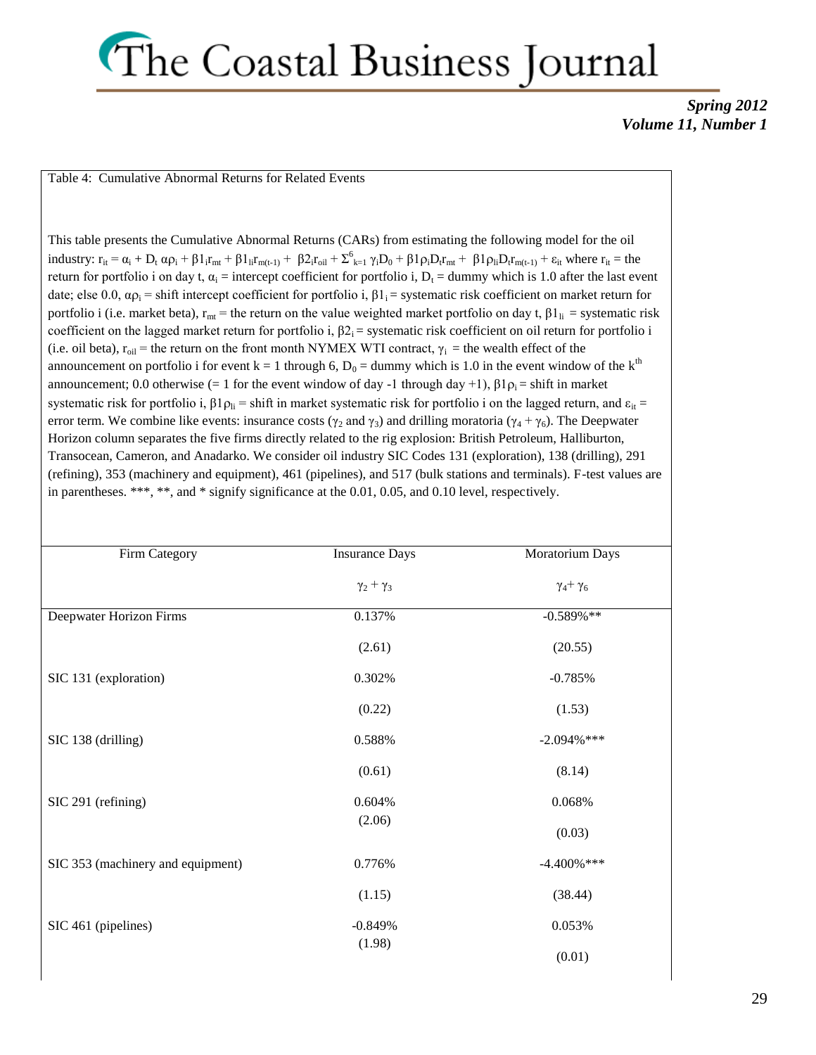Table 4: Cumulative Abnormal Returns for Related Events

This table presents the Cumulative Abnormal Returns (CARs) from estimating the following model for the oil industry: $r_{it} = \alpha_i + D_t\,\alpha\rho_i + \beta 1_i r_{mt} + \beta 1_{li} r_{m(t-1)} + \beta 2_i r_{oil} + \Sigma^{6}_{k=1}\,\gamma_i D_0 + \beta 1 \rho_i D_t r_{mt} + \beta 1 \rho_{li} D_t r_{m(t-1)} + \varepsilon_{it}$ where $r_{it}$ = the return for portfolio i on day t, $\alpha_i$ = intercept coefficient for portfolio i, $D_t$ = dummy which is 1.0 after the last event date; else 0.0, $\alpha\rho_i$ = shift intercept coefficient for portfolio i, $\beta 1_i$ = systematic risk coefficient on market return for portfolio i (i.e. market beta), $r_{mt}$ = the return on the value weighted market portfolio on day t, $\beta 1_{li}$ = systematic risk coefficient on the lagged market return for portfolio i, $\beta 2_i$ = systematic risk coefficient on oil return for portfolio i (i.e. oil beta), $r_{oil}$ = the return on the front month NYMEX WTI contract, $\gamma_i$ = the wealth effect of the announcement on portfolio i for event k = 1 through 6, $D_0$ = dummy which is 1.0 in the event window of the k[th] announcement; 0.0 otherwise (= 1 for the event window of day -1 through day +1), $\beta 1 \rho_i$ = shift in market systematic risk for portfolio i, $\beta 1 \rho_{li}$ = shift in market systematic risk for portfolio i on the lagged return, and $\varepsilon_{it}$ = error term. We combine like events: insurance costs ($\gamma_2$ and $\gamma_3$) and drilling moratoria ($\gamma_4 + \gamma_6$). The Deepwater Horizon column separates the five firms directly related to the rig explosion: British Petroleum, Halliburton, Transocean, Cameron, and Anadarko. We consider oil industry SIC Codes 131 (exploration), 138 (drilling), 291 (refining), 353 (machinery and equipment), 461 (pipelines), and 517 (bulk stations and terminals). F-test values are in parentheses. ***, **, and * signify significance at the 0.01, 0.05, and 0.10 level, respectively.

| Firm Category | Insurance Days | Moratorium Days |
|---|---|---|
| | $\gamma_2 + \gamma_3$ | $\gamma_4 + \gamma_6$ |
| Deepwater Horizon Firms | 0.137% | -0.589%** |
| | (2.61) | (20.55) |
| SIC 131 (exploration) | 0.302% | -0.785% |
| | (0.22) | (1.53) |
| SIC 138 (drilling) | 0.588% | -2.094%*** |
| | (0.61) | (8.14) |
| SIC 291 (refining) | 0.604% | 0.068% |
| | (2.06) | (0.03) |
| SIC 353 (machinery and equipment) | 0.776% | -4.400%*** |
| | (1.15) | (38.44) |
| SIC 461 (pipelines) | -0.849% | 0.053% |
| | (1.98) | (0.01) |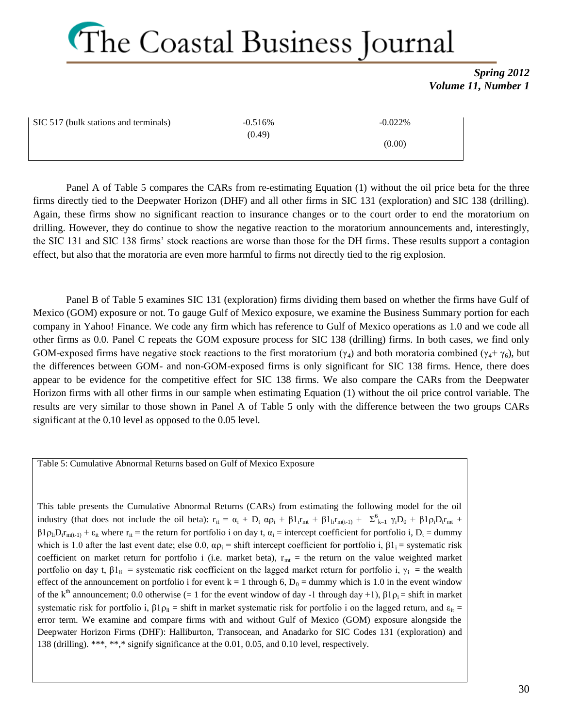| SIC 517 (bulk stations and terminals) | -0.516% | -0.022% |
|---|---|---|
| | (0.49) | (0.00) |

Panel A of Table 5 compares the CARs from re-estimating Equation (1) without the oil price beta for the three firms directly tied to the Deepwater Horizon (DHF) and all other firms in SIC 131 (exploration) and SIC 138 (drilling). Again, these firms show no significant reaction to insurance changes or to the court order to end the moratorium on drilling. However, they do continue to show the negative reaction to the moratorium announcements and, interestingly, the SIC 131 and SIC 138 firms' stock reactions are worse than those for the DH firms. These results support a contagion effect, but also that the moratoria are even more harmful to firms not directly tied to the rig explosion.

Panel B of Table 5 examines SIC 131 (exploration) firms dividing them based on whether the firms have Gulf of Mexico (GOM) exposure or not. To gauge Gulf of Mexico exposure, we examine the Business Summary portion for each company in Yahoo! Finance. We code any firm which has reference to Gulf of Mexico operations as 1.0 and we code all other firms as 0.0. Panel C repeats the GOM exposure process for SIC 138 (drilling) firms. In both cases, we find only GOM-exposed firms have negative stock reactions to the first moratorium ($\gamma_4$) and both moratoria combined ($\gamma_4 + \gamma_6$), but the differences between GOM- and non-GOM-exposed firms is only significant for SIC 138 firms. Hence, there does appear to be evidence for the competitive effect for SIC 138 firms. We also compare the CARs from the Deepwater Horizon firms with all other firms in our sample when estimating Equation (1) without the oil price control variable. The results are very similar to those shown in Panel A of Table 5 only with the difference between the two groups CARs significant at the 0.10 level as opposed to the 0.05 level.

Table 5: Cumulative Abnormal Returns based on Gulf of Mexico Exposure

This table presents the Cumulative Abnormal Returns (CARs) from estimating the following model for the oil industry (that does not include the oil beta): $r_{it} = \alpha_i + D_t\ \alpha\rho_i + \beta 1_i r_{mt} + \beta 1_{li} r_{m(t-1)} + \Sigma^{6}_{k=1}\ \gamma_i D_0 + \beta 1\rho_i D_t r_{mt} + \beta 1\rho_{li} D_t r_{m(t-1)} + \varepsilon_{it}$ where $r_{it}$ = the return for portfolio i on day t, $\alpha_i$ = intercept coefficient for portfolio i, $D_t$ = dummy which is 1.0 after the last event date; else 0.0, $\alpha\rho_i$ = shift intercept coefficient for portfolio i, $\beta 1_i$ = systematic risk coefficient on market return for portfolio i (i.e. market beta), $r_{mt}$ = the return on the value weighted market portfolio on day t, $\beta 1_{li}$ = systematic risk coefficient on the lagged market return for portfolio i, $\gamma_i$ = the wealth effect of the announcement on portfolio i for event k = 1 through 6, $D_0$ = dummy which is 1.0 in the event window of the k$^{th}$ announcement; 0.0 otherwise (= 1 for the event window of day -1 through day +1), $\beta 1\rho_i$ = shift in market systematic risk for portfolio i, $\beta 1\rho_{li}$ = shift in market systematic risk for portfolio i on the lagged return, and $\varepsilon_{it}$ = error term. We examine and compare firms with and without Gulf of Mexico (GOM) exposure alongside the Deepwater Horizon Firms (DHF): Halliburton, Transocean, and Anadarko for SIC Codes 131 (exploration) and 138 (drilling). ***, **,* signify significance at the 0.01, 0.05, and 0.10 level, respectively.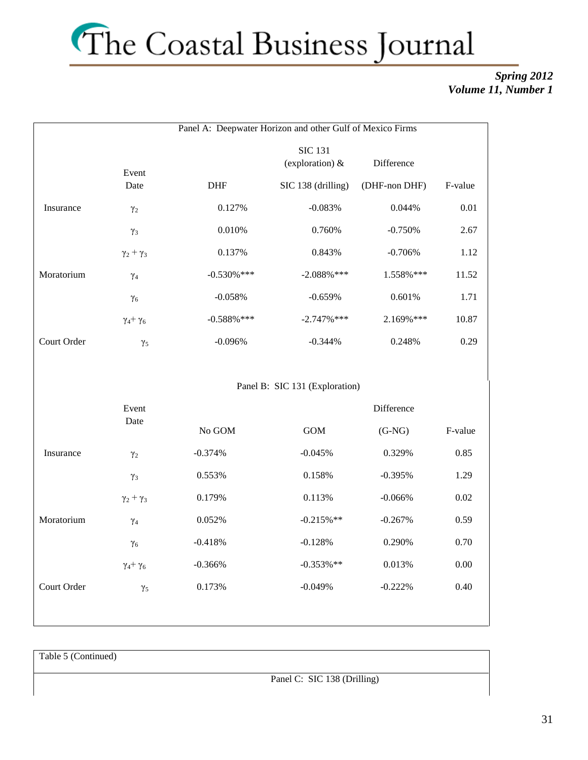Panel A: Deepwater Horizon and other Gulf of Mexico Firms

| | Event Date | DHF | SIC 131 (exploration) & SIC 138 (drilling) | Difference (DHF-non DHF) | F-value |
|---|---|---|---|---|---|
| Insurance | $\gamma_2$ | 0.127% | -0.083% | 0.044% | 0.01 |
| | $\gamma_3$ | 0.010% | 0.760% | -0.750% | 2.67 |
| | $\gamma_2 + \gamma_3$ | 0.137% | 0.843% | -0.706% | 1.12 |
| Moratorium | $\gamma_4$ | -0.530%*** | -2.088%*** | 1.558%*** | 11.52 |
| | $\gamma_6$ | -0.058% | -0.659% | 0.601% | 1.71 |
| | $\gamma_4 + \gamma_6$ | -0.588%*** | -2.747%*** | 2.169%*** | 10.87 |
| Court Order | $\gamma_5$ | -0.096% | -0.344% | 0.248% | 0.29 |

Panel B: SIC 131 (Exploration)

| | Event Date | No GOM | GOM | Difference (G-NG) | F-value |
|---|---|---|---|---|---|
| Insurance | $\gamma_2$ | -0.374% | -0.045% | 0.329% | 0.85 |
| | $\gamma_3$ | 0.553% | 0.158% | -0.395% | 1.29 |
| | $\gamma_2 + \gamma_3$ | 0.179% | 0.113% | -0.066% | 0.02 |
| Moratorium | $\gamma_4$ | 0.052% | -0.215%** | -0.267% | 0.59 |
| | $\gamma_6$ | -0.418% | -0.128% | 0.290% | 0.70 |
| | $\gamma_4 + \gamma_6$ | -0.366% | -0.353%** | 0.013% | 0.00 |
| Court Order | $\gamma_5$ | 0.173% | -0.049% | -0.222% | 0.40 |

Table 5 (Continued)

Panel C: SIC 138 (Drilling)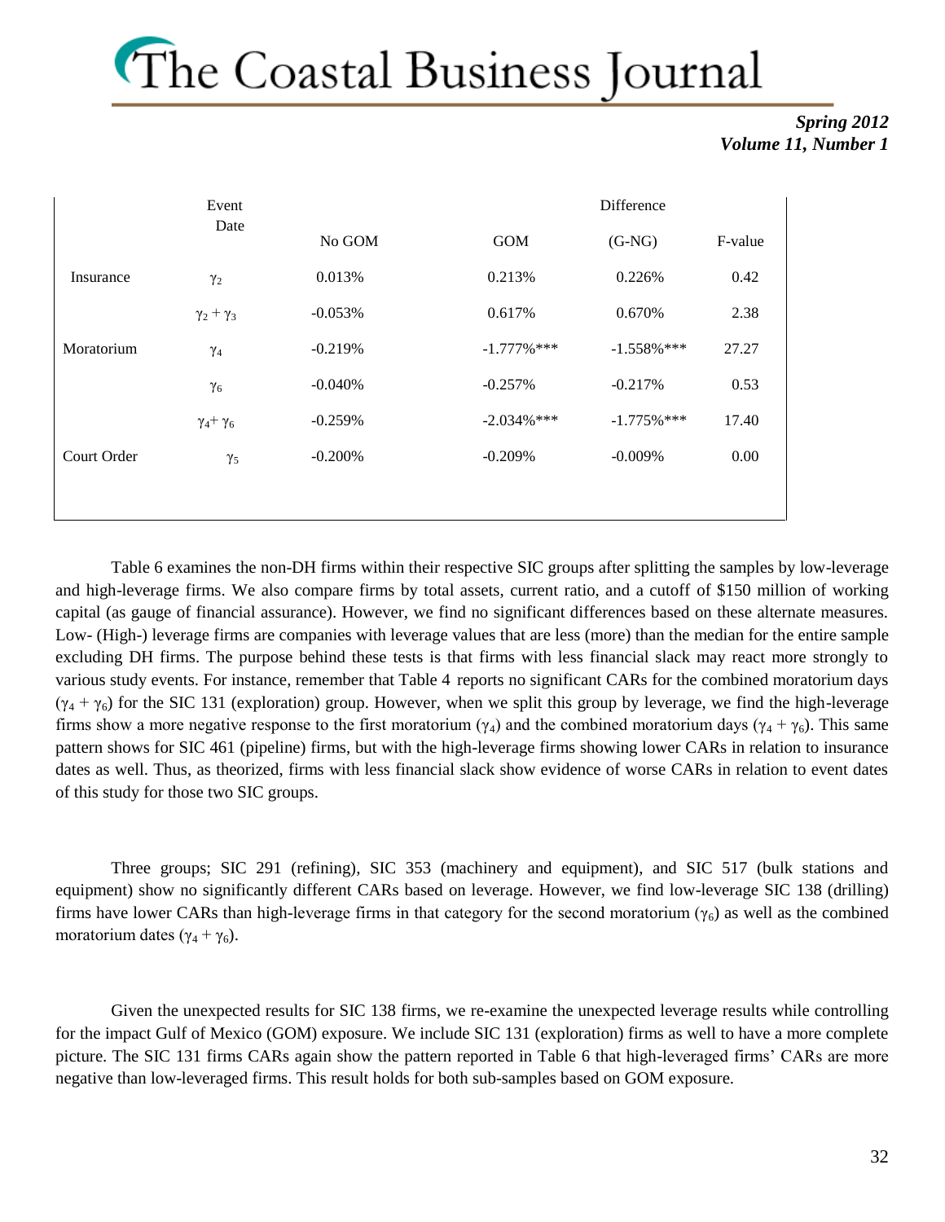| | Event Date | No GOM | GOM | Difference (G-NG) | F-value |
|---|---|---|---|---|---|
| Insurance | $\gamma_2$ | 0.013% | 0.213% | 0.226% | 0.42 |
| | $\gamma_2 + \gamma_3$ | -0.053% | 0.617% | 0.670% | 2.38 |
| Moratorium | $\gamma_4$ | -0.219% | -1.777%*** | -1.558%*** | 27.27 |
| | $\gamma_6$ | -0.040% | -0.257% | -0.217% | 0.53 |
| | $\gamma_4 + \gamma_6$ | -0.259% | -2.034%*** | -1.775%*** | 17.40 |
| Court Order | $\gamma_5$ | -0.200% | -0.209% | -0.009% | 0.00 |

Table 6 examines the non-DH firms within their respective SIC groups after splitting the samples by low-leverage and high-leverage firms. We also compare firms by total assets, current ratio, and a cutoff of $150 million of working capital (as gauge of financial assurance). However, we find no significant differences based on these alternate measures. Low- (High-) leverage firms are companies with leverage values that are less (more) than the median for the entire sample excluding DH firms. The purpose behind these tests is that firms with less financial slack may react more strongly to various study events. For instance, remember that Table 4 reports no significant CARs for the combined moratorium days ($\gamma_4 + \gamma_6$) for the SIC 131 (exploration) group. However, when we split this group by leverage, we find the high-leverage firms show a more negative response to the first moratorium ($\gamma_4$) and the combined moratorium days ($\gamma_4 + \gamma_6$). This same pattern shows for SIC 461 (pipeline) firms, but with the high-leverage firms showing lower CARs in relation to insurance dates as well. Thus, as theorized, firms with less financial slack show evidence of worse CARs in relation to event dates of this study for those two SIC groups.

Three groups; SIC 291 (refining), SIC 353 (machinery and equipment), and SIC 517 (bulk stations and equipment) show no significantly different CARs based on leverage. However, we find low-leverage SIC 138 (drilling) firms have lower CARs than high-leverage firms in that category for the second moratorium ($\gamma_6$) as well as the combined moratorium dates ($\gamma_4 + \gamma_6$).

Given the unexpected results for SIC 138 firms, we re-examine the unexpected leverage results while controlling for the impact Gulf of Mexico (GOM) exposure. We include SIC 131 (exploration) firms as well to have a more complete picture. The SIC 131 firms CARs again show the pattern reported in Table 6 that high-leveraged firms' CARs are more negative than low-leveraged firms. This result holds for both sub-samples based on GOM exposure.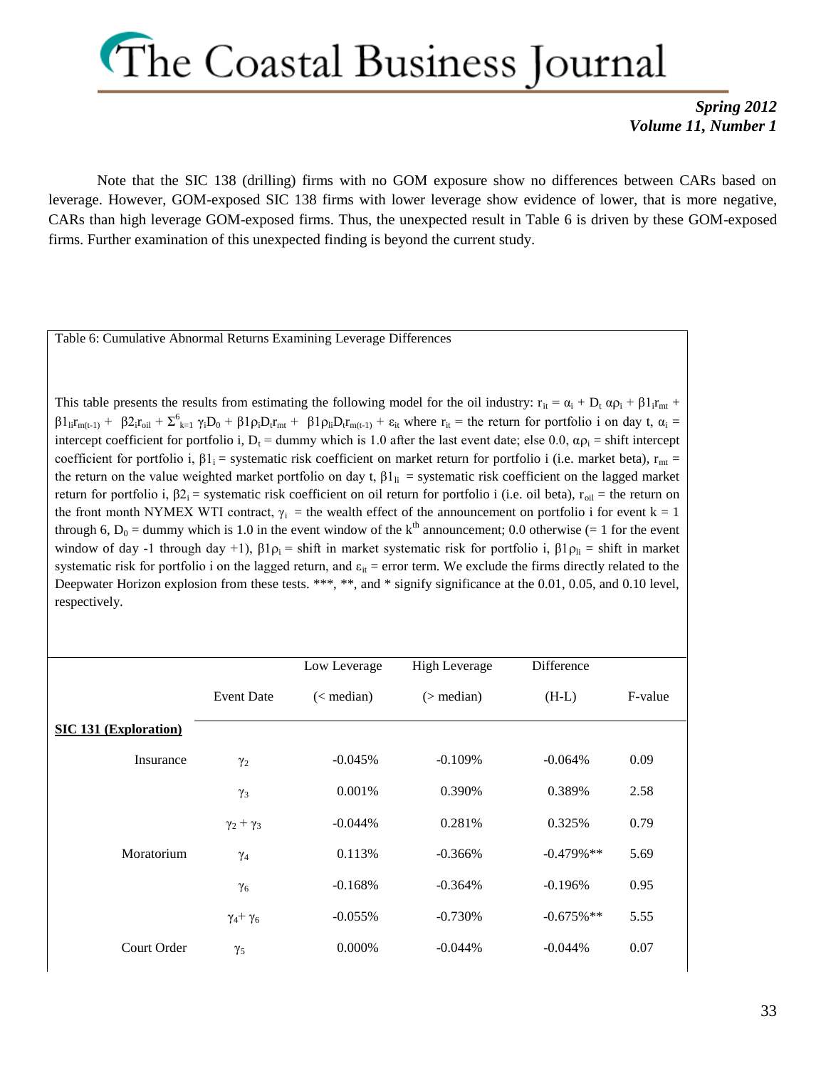Note that the SIC 138 (drilling) firms with no GOM exposure show no differences between CARs based on leverage. However, GOM-exposed SIC 138 firms with lower leverage show evidence of lower, that is more negative, CARs than high leverage GOM-exposed firms. Thus, the unexpected result in Table 6 is driven by these GOM-exposed firms. Further examination of this unexpected finding is beyond the current study.

Table 6: Cumulative Abnormal Returns Examining Leverage Differences

This table presents the results from estimating the following model for the oil industry: $r_{it} = \alpha_i + D_t\,\alpha\rho_i + \beta1_i r_{mt} + \beta1_{li} r_{m(t-1)} + \beta2_i r_{oil} + \Sigma^{6}_{k=1}\,\gamma_i D_0 + \beta1\rho_i D_t r_{mt} + \beta1\rho_{li} D_t r_{m(t-1)} + \varepsilon_{it}$ where $r_{it}$ = the return for portfolio i on day t, $\alpha_i$ = intercept coefficient for portfolio i, $D_t$ = dummy which is 1.0 after the last event date; else 0.0, $\alpha\rho_i$ = shift intercept coefficient for portfolio i, $\beta1_i$ = systematic risk coefficient on market return for portfolio i (i.e. market beta), $r_{mt}$ = the return on the value weighted market portfolio on day t, $\beta1_{li}$ = systematic risk coefficient on the lagged market return for portfolio i, $\beta2_i$ = systematic risk coefficient on oil return for portfolio i (i.e. oil beta), $r_{oil}$ = the return on the front month NYMEX WTI contract, $\gamma_i$ = the wealth effect of the announcement on portfolio i for event k = 1 through 6, $D_0$ = dummy which is 1.0 in the event window of the $k^{th}$ announcement; 0.0 otherwise (= 1 for the event window of day -1 through day +1), $\beta1\rho_i$ = shift in market systematic risk for portfolio i, $\beta1\rho_{li}$ = shift in market systematic risk for portfolio i on the lagged return, and $\varepsilon_{it}$ = error term. We exclude the firms directly related to the Deepwater Horizon explosion from these tests. ***, **, and * signify significance at the 0.01, 0.05, and 0.10 level, respectively.

| | Event Date | Low Leverage (< median) | High Leverage (> median) | Difference (H-L) | F-value |
|---|---|---|---|---|---|
| **SIC 131 (Exploration)** | | | | | |
| Insurance | $\gamma_2$ | -0.045% | -0.109% | -0.064% | 0.09 |
| | $\gamma_3$ | 0.001% | 0.390% | 0.389% | 2.58 |
| | $\gamma_2 + \gamma_3$ | -0.044% | 0.281% | 0.325% | 0.79 |
| Moratorium | $\gamma_4$ | 0.113% | -0.366% | -0.479%** | 5.69 |
| | $\gamma_6$ | -0.168% | -0.364% | -0.196% | 0.95 |
| | $\gamma_4 + \gamma_6$ | -0.055% | -0.730% | -0.675%** | 5.55 |
| Court Order | $\gamma_5$ | 0.000% | -0.044% | -0.044% | 0.07 |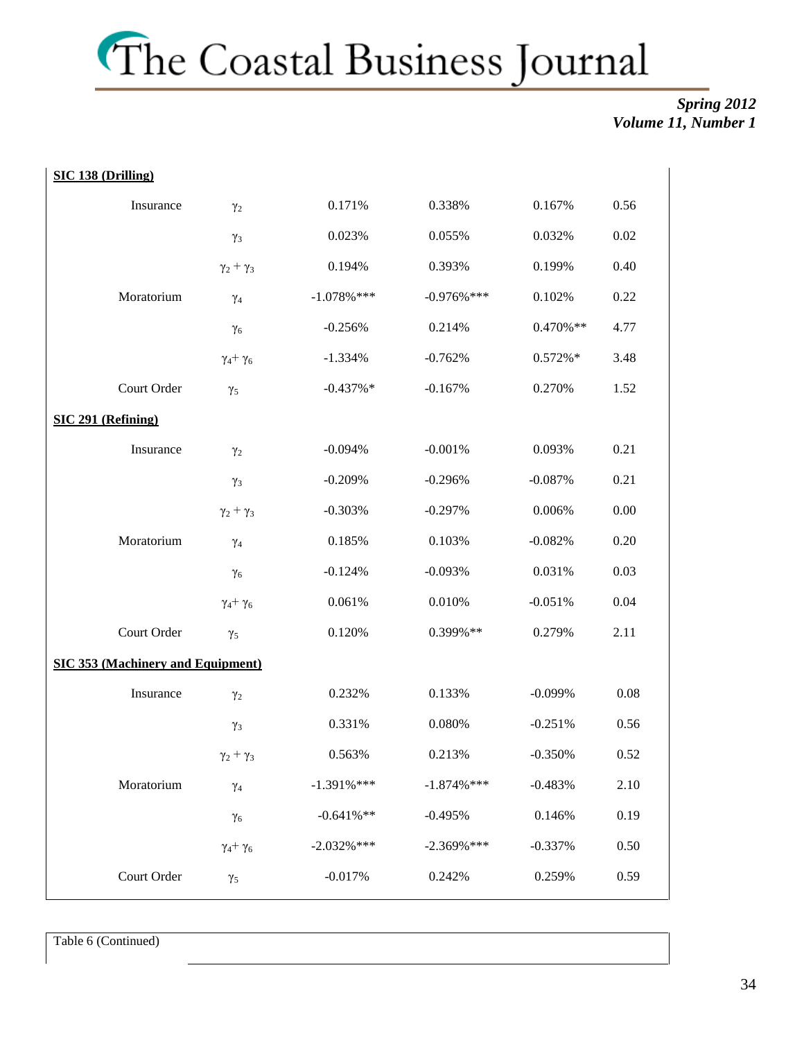| | | | | | |
|---|---|---|---|---|---|
| **SIC 138 (Drilling)** | | | | | |
| Insurance | $\gamma_2$ | 0.171% | 0.338% | 0.167% | 0.56 |
| | $\gamma_3$ | 0.023% | 0.055% | 0.032% | 0.02 |
| | $\gamma_2 + \gamma_3$ | 0.194% | 0.393% | 0.199% | 0.40 |
| Moratorium | $\gamma_4$ | -1.078%*** | -0.976%*** | 0.102% | 0.22 |
| | $\gamma_6$ | -0.256% | 0.214% | 0.470%** | 4.77 |
| | $\gamma_4 + \gamma_6$ | -1.334% | -0.762% | 0.572%* | 3.48 |
| Court Order | $\gamma_5$ | -0.437%* | -0.167% | 0.270% | 1.52 |
| **SIC 291 (Refining)** | | | | | |
| Insurance | $\gamma_2$ | -0.094% | -0.001% | 0.093% | 0.21 |
| | $\gamma_3$ | -0.209% | -0.296% | -0.087% | 0.21 |
| | $\gamma_2 + \gamma_3$ | -0.303% | -0.297% | 0.006% | 0.00 |
| Moratorium | $\gamma_4$ | 0.185% | 0.103% | -0.082% | 0.20 |
| | $\gamma_6$ | -0.124% | -0.093% | 0.031% | 0.03 |
| | $\gamma_4 + \gamma_6$ | 0.061% | 0.010% | -0.051% | 0.04 |
| Court Order | $\gamma_5$ | 0.120% | 0.399%** | 0.279% | 2.11 |
| **SIC 353 (Machinery and Equipment)** | | | | | |
| Insurance | $\gamma_2$ | 0.232% | 0.133% | -0.099% | 0.08 |
| | $\gamma_3$ | 0.331% | 0.080% | -0.251% | 0.56 |
| | $\gamma_2 + \gamma_3$ | 0.563% | 0.213% | -0.350% | 0.52 |
| Moratorium | $\gamma_4$ | -1.391%*** | -1.874%*** | -0.483% | 2.10 |
| | $\gamma_6$ | -0.641%** | -0.495% | 0.146% | 0.19 |
| | $\gamma_4 + \gamma_6$ | -2.032%*** | -2.369%*** | -0.337% | 0.50 |
| Court Order | $\gamma_5$ | -0.017% | 0.242% | 0.259% | 0.59 |

Table 6 (Continued)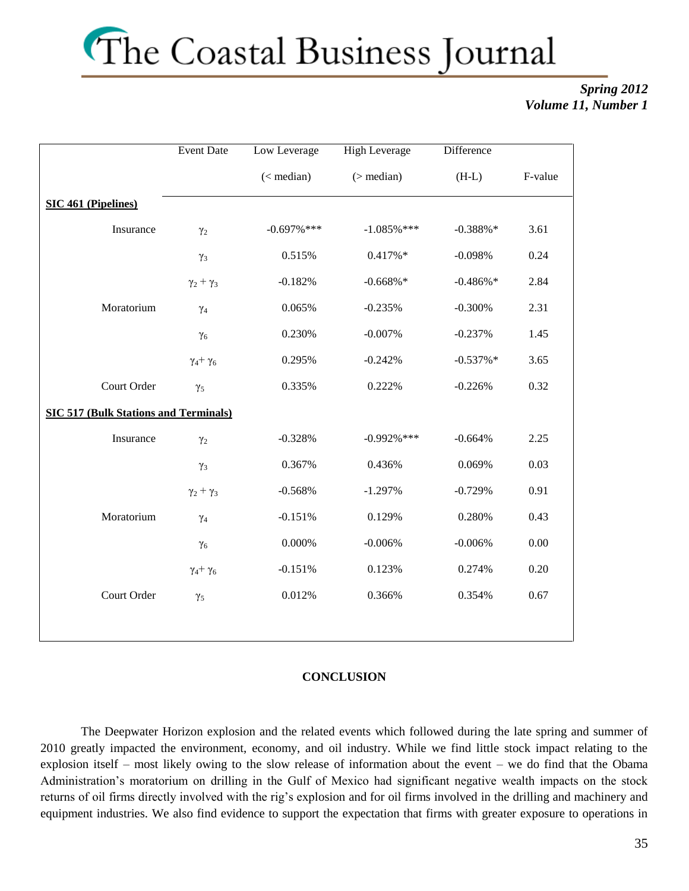| | Event Date | Low Leverage (< median) | High Leverage (> median) | Difference (H-L) | F-value |
|---|---|---|---|---|---|
| **SIC 461 (Pipelines)** | | | | | |
| Insurance | $\gamma_2$ | -0.697%*** | -1.085%*** | -0.388%* | 3.61 |
| | $\gamma_3$ | 0.515% | 0.417%* | -0.098% | 0.24 |
| | $\gamma_2 + \gamma_3$ | -0.182% | -0.668%* | -0.486%* | 2.84 |
| Moratorium | $\gamma_4$ | 0.065% | -0.235% | -0.300% | 2.31 |
| | $\gamma_6$ | 0.230% | -0.007% | -0.237% | 1.45 |
| | $\gamma_4 + \gamma_6$ | 0.295% | -0.242% | -0.537%* | 3.65 |
| Court Order | $\gamma_5$ | 0.335% | 0.222% | -0.226% | 0.32 |
| **SIC 517 (Bulk Stations and Terminals)** | | | | | |
| Insurance | $\gamma_2$ | -0.328% | -0.992%*** | -0.664% | 2.25 |
| | $\gamma_3$ | 0.367% | 0.436% | 0.069% | 0.03 |
| | $\gamma_2 + \gamma_3$ | -0.568% | -1.297% | -0.729% | 0.91 |
| Moratorium | $\gamma_4$ | -0.151% | 0.129% | 0.280% | 0.43 |
| | $\gamma_6$ | 0.000% | -0.006% | -0.006% | 0.00 |
| | $\gamma_4 + \gamma_6$ | -0.151% | 0.123% | 0.274% | 0.20 |
| Court Order | $\gamma_5$ | 0.012% | 0.366% | 0.354% | 0.67 |

## CONCLUSION

The Deepwater Horizon explosion and the related events which followed during the late spring and summer of 2010 greatly impacted the environment, economy, and oil industry. While we find little stock impact relating to the explosion itself – most likely owing to the slow release of information about the event – we do find that the Obama Administration's moratorium on drilling in the Gulf of Mexico had significant negative wealth impacts on the stock returns of oil firms directly involved with the rig's explosion and for oil firms involved in the drilling and machinery and equipment industries. We also find evidence to support the expectation that firms with greater exposure to operations in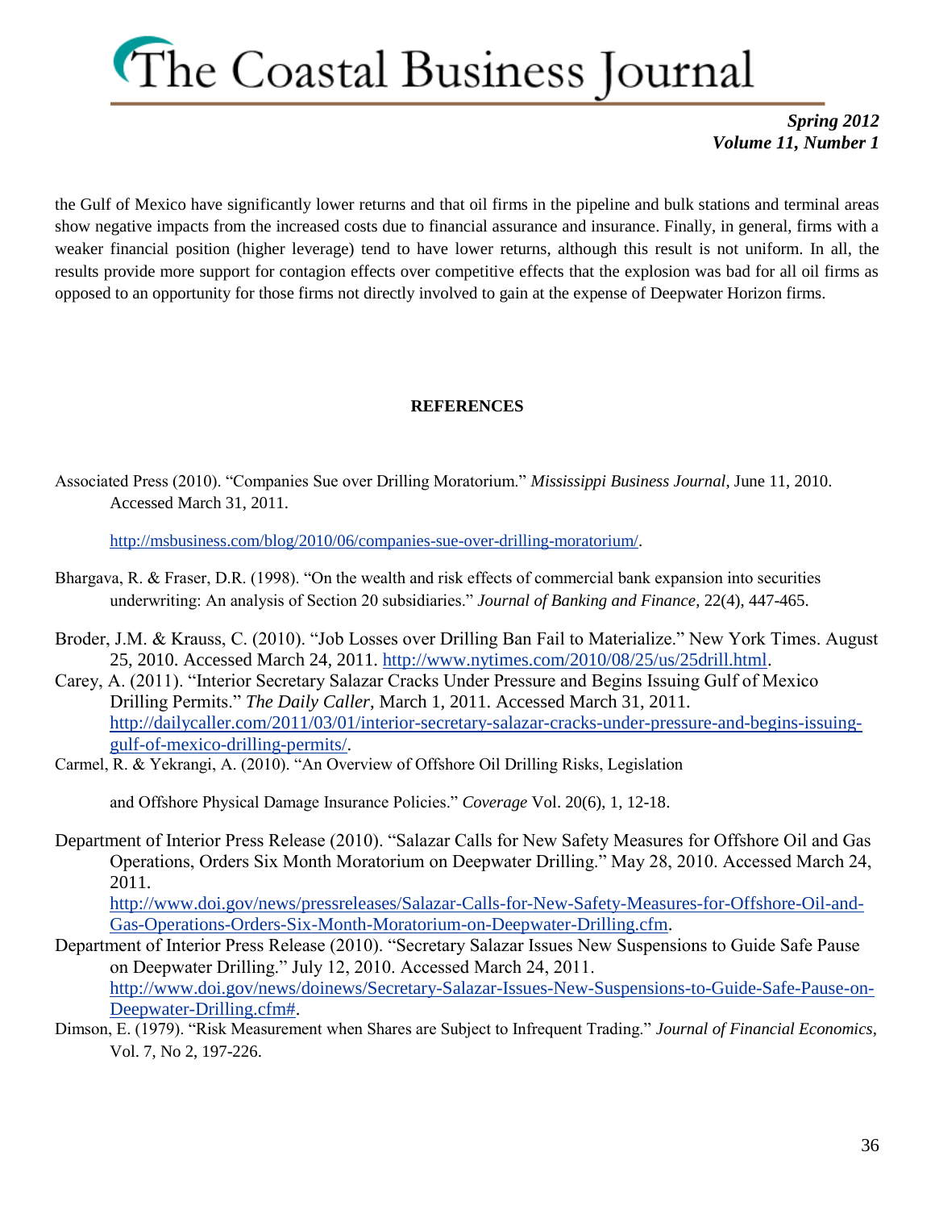the Gulf of Mexico have significantly lower returns and that oil firms in the pipeline and bulk stations and terminal areas show negative impacts from the increased costs due to financial assurance and insurance. Finally, in general, firms with a weaker financial position (higher leverage) tend to have lower returns, although this result is not uniform. In all, the results provide more support for contagion effects over competitive effects that the explosion was bad for all oil firms as opposed to an opportunity for those firms not directly involved to gain at the expense of Deepwater Horizon firms.

## REFERENCES

Associated Press (2010). "Companies Sue over Drilling Moratorium." *Mississippi Business Journal*, June 11, 2010. Accessed March 31, 2011.

http://msbusiness.com/blog/2010/06/companies-sue-over-drilling-moratorium/.

Bhargava, R. & Fraser, D.R. (1998). "On the wealth and risk effects of commercial bank expansion into securities underwriting: An analysis of Section 20 subsidiaries." *Journal of Banking and Finance*, 22(4), 447-465.

Broder, J.M. & Krauss, C. (2010). "Job Losses over Drilling Ban Fail to Materialize." New York Times. August 25, 2010. Accessed March 24, 2011. http://www.nytimes.com/2010/08/25/us/25drill.html.

Carey, A. (2011). "Interior Secretary Salazar Cracks Under Pressure and Begins Issuing Gulf of Mexico Drilling Permits." *The Daily Caller*, March 1, 2011. Accessed March 31, 2011. http://dailycaller.com/2011/03/01/interior-secretary-salazar-cracks-under-pressure-and-begins-issuing-gulf-of-mexico-drilling-permits/.

Carmel, R. & Yekrangi, A. (2010). "An Overview of Offshore Oil Drilling Risks, Legislation and Offshore Physical Damage Insurance Policies." *Coverage* Vol. 20(6), 1, 12-18.

Department of Interior Press Release (2010). "Salazar Calls for New Safety Measures for Offshore Oil and Gas Operations, Orders Six Month Moratorium on Deepwater Drilling." May 28, 2010. Accessed March 24, 2011. http://www.doi.gov/news/pressreleases/Salazar-Calls-for-New-Safety-Measures-for-Offshore-Oil-and-Gas-Operations-Orders-Six-Month-Moratorium-on-Deepwater-Drilling.cfm.

Department of Interior Press Release (2010). "Secretary Salazar Issues New Suspensions to Guide Safe Pause on Deepwater Drilling." July 12, 2010. Accessed March 24, 2011. http://www.doi.gov/news/doinews/Secretary-Salazar-Issues-New-Suspensions-to-Guide-Safe-Pause-on-Deepwater-Drilling.cfm#.

Dimson, E. (1979). "Risk Measurement when Shares are Subject to Infrequent Trading." *Journal of Financial Economics*, Vol. 7, No 2, 197-226.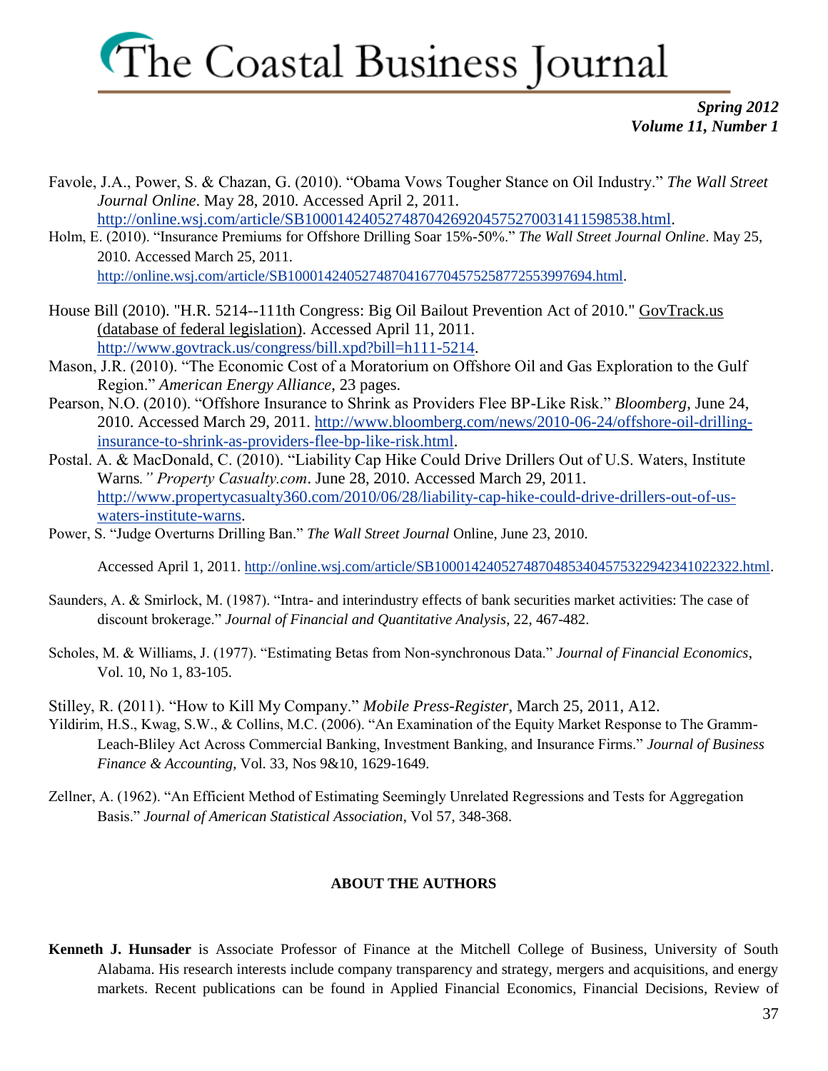Favole, J.A., Power, S. & Chazan, G. (2010). "Obama Vows Tougher Stance on Oil Industry." *The Wall Street Journal Online*. May 28, 2010. Accessed April 2, 2011. http://online.wsj.com/article/SB10001424052748704269204575270031411598538.html.

Holm, E. (2010). "Insurance Premiums for Offshore Drilling Soar 15%-50%." *The Wall Street Journal Online*. May 25, 2010. Accessed March 25, 2011. http://online.wsj.com/article/SB10001424052748704167704575258772553997694.html.

House Bill (2010). "H.R. 5214--111th Congress: Big Oil Bailout Prevention Act of 2010." GovTrack.us (database of federal legislation). Accessed April 11, 2011. http://www.govtrack.us/congress/bill.xpd?bill=h111-5214.

Mason, J.R. (2010). "The Economic Cost of a Moratorium on Offshore Oil and Gas Exploration to the Gulf Region." *American Energy Alliance*, 23 pages.

Pearson, N.O. (2010). "Offshore Insurance to Shrink as Providers Flee BP-Like Risk." *Bloomberg*, June 24, 2010. Accessed March 29, 2011. http://www.bloomberg.com/news/2010-06-24/offshore-oil-drilling-insurance-to-shrink-as-providers-flee-bp-like-risk.html.

Postal. A. & MacDonald, C. (2010). "Liability Cap Hike Could Drive Drillers Out of U.S. Waters, Institute Warns*." Property Casualty.com*. June 28, 2010. Accessed March 29, 2011. http://www.propertycasualty360.com/2010/06/28/liability-cap-hike-could-drive-drillers-out-of-us-waters-institute-warns.

Power, S. "Judge Overturns Drilling Ban." *The Wall Street Journal* Online, June 23, 2010. Accessed April 1, 2011. http://online.wsj.com/article/SB10001424052748704853404575322942341022322.html.

Saunders, A. & Smirlock, M. (1987). "Intra- and interindustry effects of bank securities market activities: The case of discount brokerage." *Journal of Financial and Quantitative Analysis*, 22, 467-482.

Scholes, M. & Williams, J. (1977). "Estimating Betas from Non-synchronous Data." *Journal of Financial Economics*, Vol. 10, No 1, 83-105.

Stilley, R. (2011). "How to Kill My Company." *Mobile Press-Register*, March 25, 2011, A12.

Yildirim, H.S., Kwag, S.W., & Collins, M.C. (2006). "An Examination of the Equity Market Response to The Gramm-Leach-Bliley Act Across Commercial Banking, Investment Banking, and Insurance Firms." *Journal of Business Finance & Accounting*, Vol. 33, Nos 9&10, 1629-1649.

Zellner, A. (1962). "An Efficient Method of Estimating Seemingly Unrelated Regressions and Tests for Aggregation Basis." *Journal of American Statistical Association*, Vol 57, 348-368.

## ABOUT THE AUTHORS

**Kenneth J. Hunsader** is Associate Professor of Finance at the Mitchell College of Business, University of South Alabama. His research interests include company transparency and strategy, mergers and acquisitions, and energy markets. Recent publications can be found in Applied Financial Economics, Financial Decisions, Review of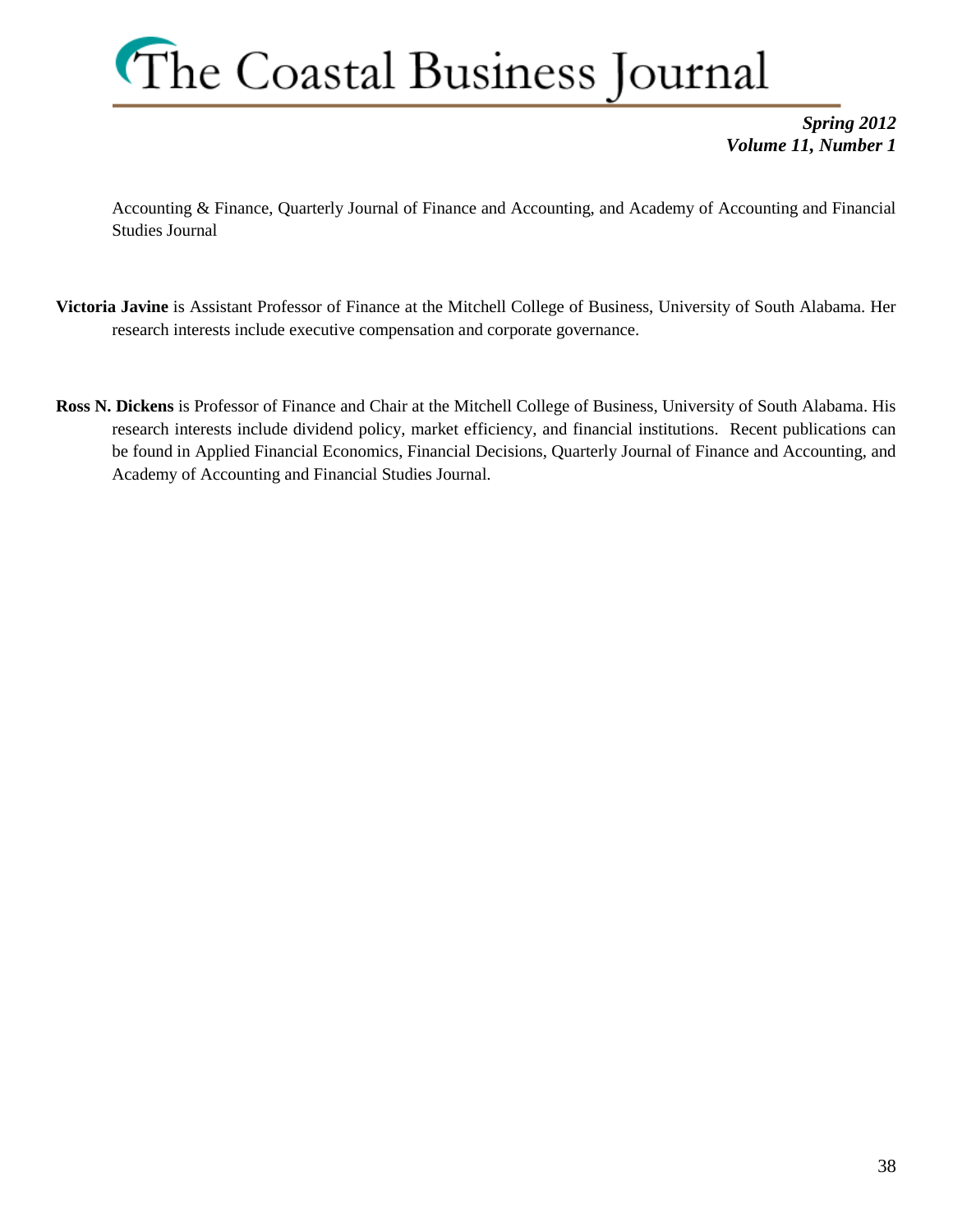Accounting & Finance, Quarterly Journal of Finance and Accounting, and Academy of Accounting and Financial Studies Journal

**Victoria Javine** is Assistant Professor of Finance at the Mitchell College of Business, University of South Alabama. Her research interests include executive compensation and corporate governance.

**Ross N. Dickens** is Professor of Finance and Chair at the Mitchell College of Business, University of South Alabama. His research interests include dividend policy, market efficiency, and financial institutions. Recent publications can be found in Applied Financial Economics, Financial Decisions, Quarterly Journal of Finance and Accounting, and Academy of Accounting and Financial Studies Journal.